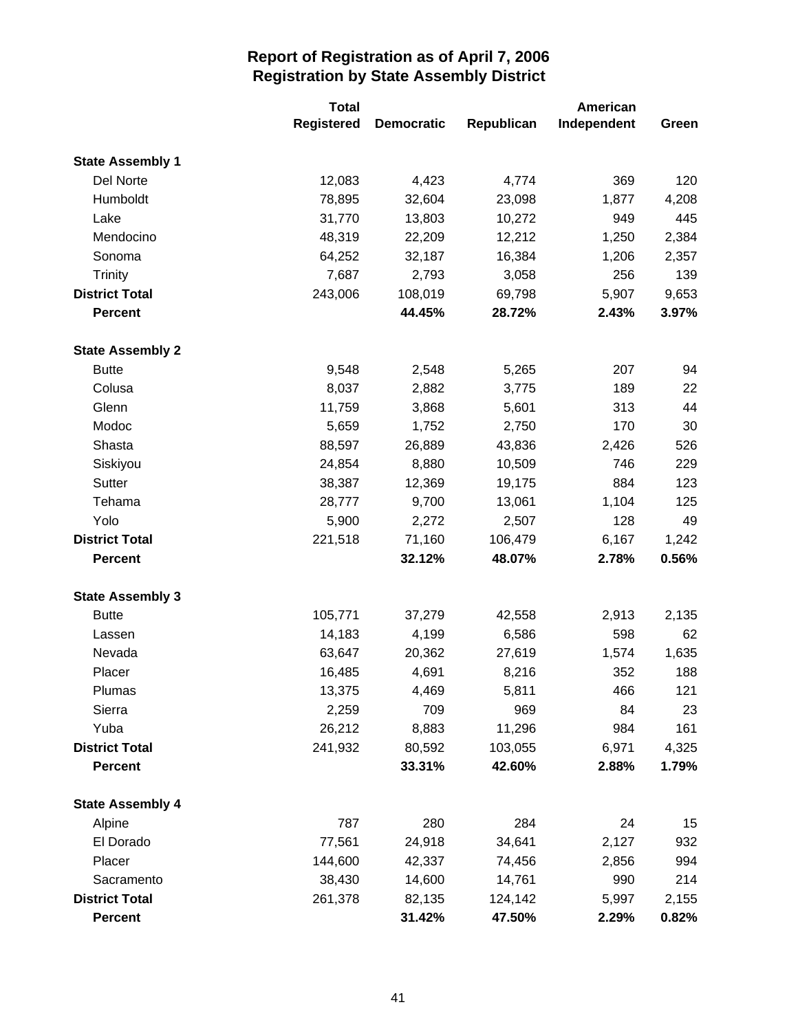# Report of Registration as of April 7, 2006
## Registration by State Assembly District

| | Total Registered | Democratic | Republican | American Independent | Green |
|---|---|---|---|---|---|
| **State Assembly 1** | | | | | |
| Del Norte | 12,083 | 4,423 | 4,774 | 369 | 120 |
| Humboldt | 78,895 | 32,604 | 23,098 | 1,877 | 4,208 |
| Lake | 31,770 | 13,803 | 10,272 | 949 | 445 |
| Mendocino | 48,319 | 22,209 | 12,212 | 1,250 | 2,384 |
| Sonoma | 64,252 | 32,187 | 16,384 | 1,206 | 2,357 |
| Trinity | 7,687 | 2,793 | 3,058 | 256 | 139 |
| **District Total** | 243,006 | 108,019 | 69,798 | 5,907 | 9,653 |
| **Percent** | | **44.45%** | **28.72%** | **2.43%** | **3.97%** |
| **State Assembly 2** | | | | | |
| Butte | 9,548 | 2,548 | 5,265 | 207 | 94 |
| Colusa | 8,037 | 2,882 | 3,775 | 189 | 22 |
| Glenn | 11,759 | 3,868 | 5,601 | 313 | 44 |
| Modoc | 5,659 | 1,752 | 2,750 | 170 | 30 |
| Shasta | 88,597 | 26,889 | 43,836 | 2,426 | 526 |
| Siskiyou | 24,854 | 8,880 | 10,509 | 746 | 229 |
| Sutter | 38,387 | 12,369 | 19,175 | 884 | 123 |
| Tehama | 28,777 | 9,700 | 13,061 | 1,104 | 125 |
| Yolo | 5,900 | 2,272 | 2,507 | 128 | 49 |
| **District Total** | 221,518 | 71,160 | 106,479 | 6,167 | 1,242 |
| **Percent** | | **32.12%** | **48.07%** | **2.78%** | **0.56%** |
| **State Assembly 3** | | | | | |
| Butte | 105,771 | 37,279 | 42,558 | 2,913 | 2,135 |
| Lassen | 14,183 | 4,199 | 6,586 | 598 | 62 |
| Nevada | 63,647 | 20,362 | 27,619 | 1,574 | 1,635 |
| Placer | 16,485 | 4,691 | 8,216 | 352 | 188 |
| Plumas | 13,375 | 4,469 | 5,811 | 466 | 121 |
| Sierra | 2,259 | 709 | 969 | 84 | 23 |
| Yuba | 26,212 | 8,883 | 11,296 | 984 | 161 |
| **District Total** | 241,932 | 80,592 | 103,055 | 6,971 | 4,325 |
| **Percent** | | **33.31%** | **42.60%** | **2.88%** | **1.79%** |
| **State Assembly 4** | | | | | |
| Alpine | 787 | 280 | 284 | 24 | 15 |
| El Dorado | 77,561 | 24,918 | 34,641 | 2,127 | 932 |
| Placer | 144,600 | 42,337 | 74,456 | 2,856 | 994 |
| Sacramento | 38,430 | 14,600 | 14,761 | 990 | 214 |
| **District Total** | 261,378 | 82,135 | 124,142 | 5,997 | 2,155 |
| **Percent** | | **31.42%** | **47.50%** | **2.29%** | **0.82%** |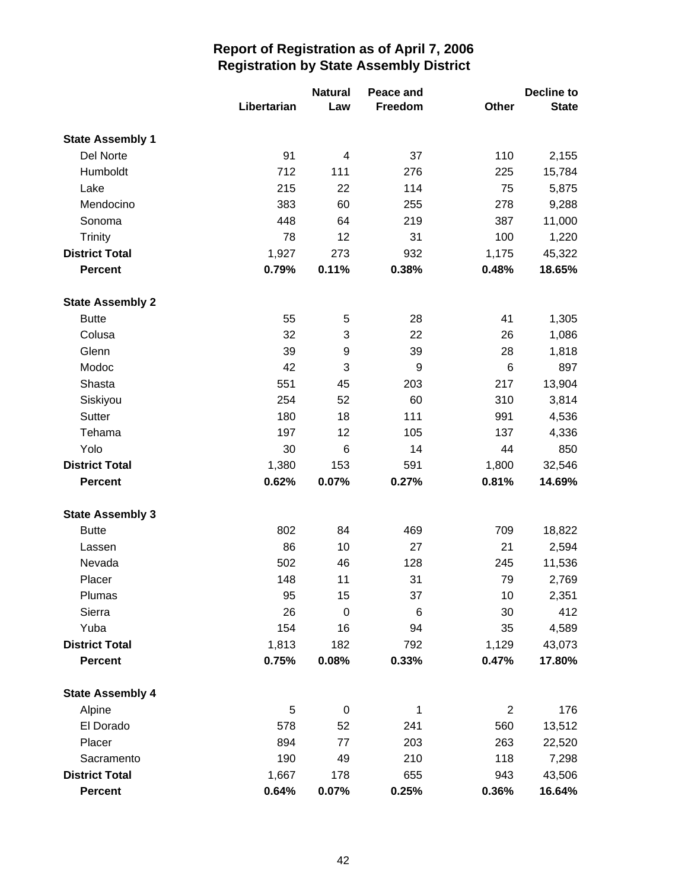# Report of Registration as of April 7, 2006
## Registration by State Assembly District

| | Libertarian | Natural Law | Peace and Freedom | Other | Decline to State |
|---|---|---|---|---|---|
| **State Assembly 1** | | | | | |
| Del Norte | 91 | 4 | 37 | 110 | 2,155 |
| Humboldt | 712 | 111 | 276 | 225 | 15,784 |
| Lake | 215 | 22 | 114 | 75 | 5,875 |
| Mendocino | 383 | 60 | 255 | 278 | 9,288 |
| Sonoma | 448 | 64 | 219 | 387 | 11,000 |
| Trinity | 78 | 12 | 31 | 100 | 1,220 |
| **District Total** | 1,927 | 273 | 932 | 1,175 | 45,322 |
| **Percent** | **0.79%** | **0.11%** | **0.38%** | **0.48%** | **18.65%** |
| **State Assembly 2** | | | | | |
| Butte | 55 | 5 | 28 | 41 | 1,305 |
| Colusa | 32 | 3 | 22 | 26 | 1,086 |
| Glenn | 39 | 9 | 39 | 28 | 1,818 |
| Modoc | 42 | 3 | 9 | 6 | 897 |
| Shasta | 551 | 45 | 203 | 217 | 13,904 |
| Siskiyou | 254 | 52 | 60 | 310 | 3,814 |
| Sutter | 180 | 18 | 111 | 991 | 4,536 |
| Tehama | 197 | 12 | 105 | 137 | 4,336 |
| Yolo | 30 | 6 | 14 | 44 | 850 |
| **District Total** | 1,380 | 153 | 591 | 1,800 | 32,546 |
| **Percent** | **0.62%** | **0.07%** | **0.27%** | **0.81%** | **14.69%** |
| **State Assembly 3** | | | | | |
| Butte | 802 | 84 | 469 | 709 | 18,822 |
| Lassen | 86 | 10 | 27 | 21 | 2,594 |
| Nevada | 502 | 46 | 128 | 245 | 11,536 |
| Placer | 148 | 11 | 31 | 79 | 2,769 |
| Plumas | 95 | 15 | 37 | 10 | 2,351 |
| Sierra | 26 | 0 | 6 | 30 | 412 |
| Yuba | 154 | 16 | 94 | 35 | 4,589 |
| **District Total** | 1,813 | 182 | 792 | 1,129 | 43,073 |
| **Percent** | **0.75%** | **0.08%** | **0.33%** | **0.47%** | **17.80%** |
| **State Assembly 4** | | | | | |
| Alpine | 5 | 0 | 1 | 2 | 176 |
| El Dorado | 578 | 52 | 241 | 560 | 13,512 |
| Placer | 894 | 77 | 203 | 263 | 22,520 |
| Sacramento | 190 | 49 | 210 | 118 | 7,298 |
| **District Total** | 1,667 | 178 | 655 | 943 | 43,506 |
| **Percent** | **0.64%** | **0.07%** | **0.25%** | **0.36%** | **16.64%** |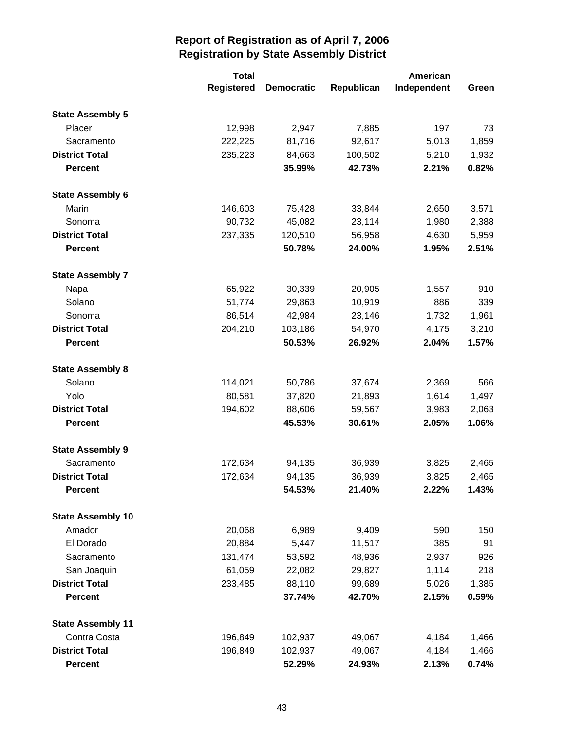# Report of Registration as of April 7, 2006
## Registration by State Assembly District

| | Total Registered | Democratic | Republican | American Independent | Green |
|---|---|---|---|---|---|
| **State Assembly 5** | | | | | |
| Placer | 12,998 | 2,947 | 7,885 | 197 | 73 |
| Sacramento | 222,225 | 81,716 | 92,617 | 5,013 | 1,859 |
| **District Total** | 235,223 | 84,663 | 100,502 | 5,210 | 1,932 |
| **Percent** | | **35.99%** | **42.73%** | **2.21%** | **0.82%** |
| **State Assembly 6** | | | | | |
| Marin | 146,603 | 75,428 | 33,844 | 2,650 | 3,571 |
| Sonoma | 90,732 | 45,082 | 23,114 | 1,980 | 2,388 |
| **District Total** | 237,335 | 120,510 | 56,958 | 4,630 | 5,959 |
| **Percent** | | **50.78%** | **24.00%** | **1.95%** | **2.51%** |
| **State Assembly 7** | | | | | |
| Napa | 65,922 | 30,339 | 20,905 | 1,557 | 910 |
| Solano | 51,774 | 29,863 | 10,919 | 886 | 339 |
| Sonoma | 86,514 | 42,984 | 23,146 | 1,732 | 1,961 |
| **District Total** | 204,210 | 103,186 | 54,970 | 4,175 | 3,210 |
| **Percent** | | **50.53%** | **26.92%** | **2.04%** | **1.57%** |
| **State Assembly 8** | | | | | |
| Solano | 114,021 | 50,786 | 37,674 | 2,369 | 566 |
| Yolo | 80,581 | 37,820 | 21,893 | 1,614 | 1,497 |
| **District Total** | 194,602 | 88,606 | 59,567 | 3,983 | 2,063 |
| **Percent** | | **45.53%** | **30.61%** | **2.05%** | **1.06%** |
| **State Assembly 9** | | | | | |
| Sacramento | 172,634 | 94,135 | 36,939 | 3,825 | 2,465 |
| **District Total** | 172,634 | 94,135 | 36,939 | 3,825 | 2,465 |
| **Percent** | | **54.53%** | **21.40%** | **2.22%** | **1.43%** |
| **State Assembly 10** | | | | | |
| Amador | 20,068 | 6,989 | 9,409 | 590 | 150 |
| El Dorado | 20,884 | 5,447 | 11,517 | 385 | 91 |
| Sacramento | 131,474 | 53,592 | 48,936 | 2,937 | 926 |
| San Joaquin | 61,059 | 22,082 | 29,827 | 1,114 | 218 |
| **District Total** | 233,485 | 88,110 | 99,689 | 5,026 | 1,385 |
| **Percent** | | **37.74%** | **42.70%** | **2.15%** | **0.59%** |
| **State Assembly 11** | | | | | |
| Contra Costa | 196,849 | 102,937 | 49,067 | 4,184 | 1,466 |
| **District Total** | 196,849 | 102,937 | 49,067 | 4,184 | 1,466 |
| **Percent** | | **52.29%** | **24.93%** | **2.13%** | **0.74%** |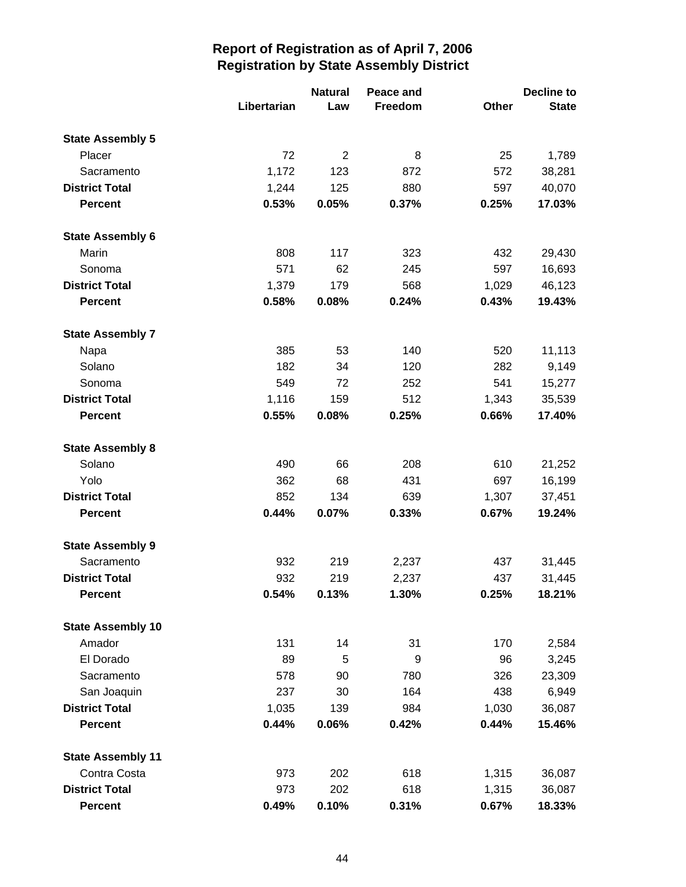# Report of Registration as of April 7, 2006
## Registration by State Assembly District

| | Libertarian | Natural Law | Peace and Freedom | Other | Decline to State |
|---|---|---|---|---|---|
| **State Assembly 5** | | | | | |
| Placer | 72 | 2 | 8 | 25 | 1,789 |
| Sacramento | 1,172 | 123 | 872 | 572 | 38,281 |
| **District Total** | 1,244 | 125 | 880 | 597 | 40,070 |
| **Percent** | **0.53%** | **0.05%** | **0.37%** | **0.25%** | **17.03%** |
| **State Assembly 6** | | | | | |
| Marin | 808 | 117 | 323 | 432 | 29,430 |
| Sonoma | 571 | 62 | 245 | 597 | 16,693 |
| **District Total** | 1,379 | 179 | 568 | 1,029 | 46,123 |
| **Percent** | **0.58%** | **0.08%** | **0.24%** | **0.43%** | **19.43%** |
| **State Assembly 7** | | | | | |
| Napa | 385 | 53 | 140 | 520 | 11,113 |
| Solano | 182 | 34 | 120 | 282 | 9,149 |
| Sonoma | 549 | 72 | 252 | 541 | 15,277 |
| **District Total** | 1,116 | 159 | 512 | 1,343 | 35,539 |
| **Percent** | **0.55%** | **0.08%** | **0.25%** | **0.66%** | **17.40%** |
| **State Assembly 8** | | | | | |
| Solano | 490 | 66 | 208 | 610 | 21,252 |
| Yolo | 362 | 68 | 431 | 697 | 16,199 |
| **District Total** | 852 | 134 | 639 | 1,307 | 37,451 |
| **Percent** | **0.44%** | **0.07%** | **0.33%** | **0.67%** | **19.24%** |
| **State Assembly 9** | | | | | |
| Sacramento | 932 | 219 | 2,237 | 437 | 31,445 |
| **District Total** | 932 | 219 | 2,237 | 437 | 31,445 |
| **Percent** | **0.54%** | **0.13%** | **1.30%** | **0.25%** | **18.21%** |
| **State Assembly 10** | | | | | |
| Amador | 131 | 14 | 31 | 170 | 2,584 |
| El Dorado | 89 | 5 | 9 | 96 | 3,245 |
| Sacramento | 578 | 90 | 780 | 326 | 23,309 |
| San Joaquin | 237 | 30 | 164 | 438 | 6,949 |
| **District Total** | 1,035 | 139 | 984 | 1,030 | 36,087 |
| **Percent** | **0.44%** | **0.06%** | **0.42%** | **0.44%** | **15.46%** |
| **State Assembly 11** | | | | | |
| Contra Costa | 973 | 202 | 618 | 1,315 | 36,087 |
| **District Total** | 973 | 202 | 618 | 1,315 | 36,087 |
| **Percent** | **0.49%** | **0.10%** | **0.31%** | **0.67%** | **18.33%** |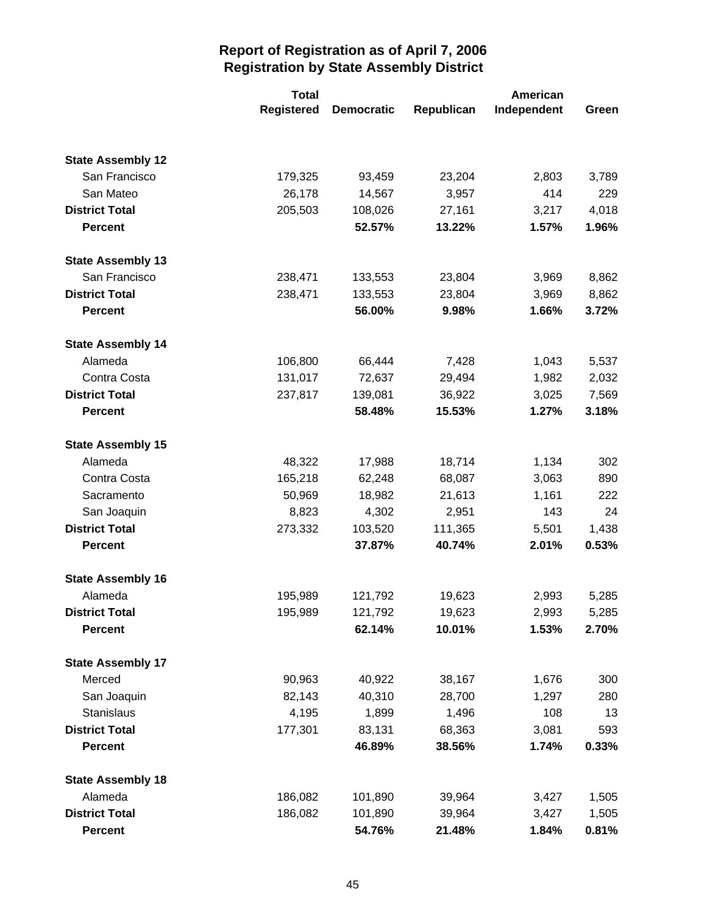# Report of Registration as of April 7, 2006
## Registration by State Assembly District

| | Total Registered | Democratic | Republican | American Independent | Green |
|---|---|---|---|---|---|
| **State Assembly 12** | | | | | |
| San Francisco | 179,325 | 93,459 | 23,204 | 2,803 | 3,789 |
| San Mateo | 26,178 | 14,567 | 3,957 | 414 | 229 |
| **District Total** | 205,503 | 108,026 | 27,161 | 3,217 | 4,018 |
| **Percent** | | **52.57%** | **13.22%** | **1.57%** | **1.96%** |
| **State Assembly 13** | | | | | |
| San Francisco | 238,471 | 133,553 | 23,804 | 3,969 | 8,862 |
| **District Total** | 238,471 | 133,553 | 23,804 | 3,969 | 8,862 |
| **Percent** | | **56.00%** | **9.98%** | **1.66%** | **3.72%** |
| **State Assembly 14** | | | | | |
| Alameda | 106,800 | 66,444 | 7,428 | 1,043 | 5,537 |
| Contra Costa | 131,017 | 72,637 | 29,494 | 1,982 | 2,032 |
| **District Total** | 237,817 | 139,081 | 36,922 | 3,025 | 7,569 |
| **Percent** | | **58.48%** | **15.53%** | **1.27%** | **3.18%** |
| **State Assembly 15** | | | | | |
| Alameda | 48,322 | 17,988 | 18,714 | 1,134 | 302 |
| Contra Costa | 165,218 | 62,248 | 68,087 | 3,063 | 890 |
| Sacramento | 50,969 | 18,982 | 21,613 | 1,161 | 222 |
| San Joaquin | 8,823 | 4,302 | 2,951 | 143 | 24 |
| **District Total** | 273,332 | 103,520 | 111,365 | 5,501 | 1,438 |
| **Percent** | | **37.87%** | **40.74%** | **2.01%** | **0.53%** |
| **State Assembly 16** | | | | | |
| Alameda | 195,989 | 121,792 | 19,623 | 2,993 | 5,285 |
| **District Total** | 195,989 | 121,792 | 19,623 | 2,993 | 5,285 |
| **Percent** | | **62.14%** | **10.01%** | **1.53%** | **2.70%** |
| **State Assembly 17** | | | | | |
| Merced | 90,963 | 40,922 | 38,167 | 1,676 | 300 |
| San Joaquin | 82,143 | 40,310 | 28,700 | 1,297 | 280 |
| Stanislaus | 4,195 | 1,899 | 1,496 | 108 | 13 |
| **District Total** | 177,301 | 83,131 | 68,363 | 3,081 | 593 |
| **Percent** | | **46.89%** | **38.56%** | **1.74%** | **0.33%** |
| **State Assembly 18** | | | | | |
| Alameda | 186,082 | 101,890 | 39,964 | 3,427 | 1,505 |
| **District Total** | 186,082 | 101,890 | 39,964 | 3,427 | 1,505 |
| **Percent** | | **54.76%** | **21.48%** | **1.84%** | **0.81%** |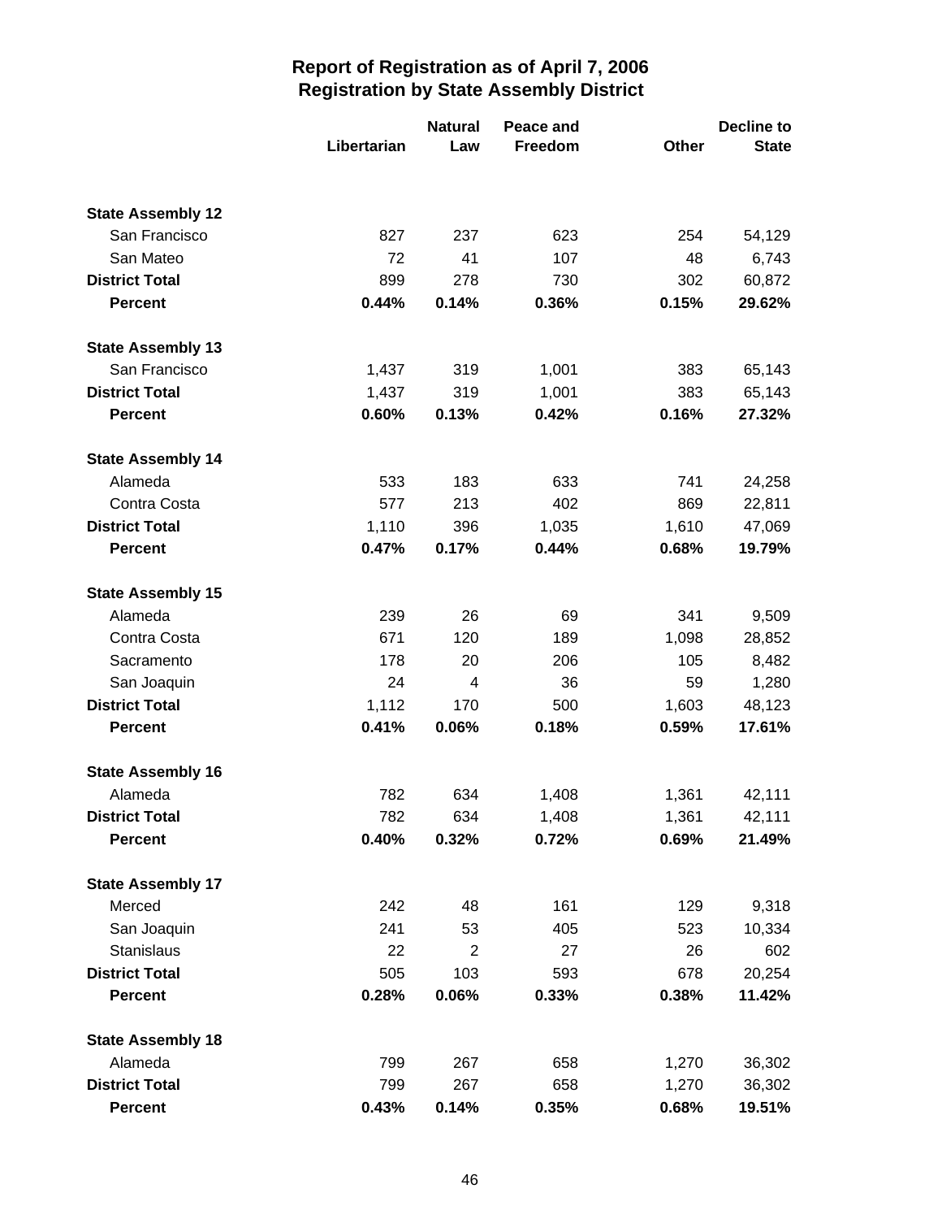# Report of Registration as of April 7, 2006
## Registration by State Assembly District

| | Libertarian | Natural Law | Peace and Freedom | Other | Decline to State |
|---|---|---|---|---|---|
| **State Assembly 12** | | | | | |
| San Francisco | 827 | 237 | 623 | 254 | 54,129 |
| San Mateo | 72 | 41 | 107 | 48 | 6,743 |
| **District Total** | 899 | 278 | 730 | 302 | 60,872 |
| **Percent** | **0.44%** | **0.14%** | **0.36%** | **0.15%** | **29.62%** |
| **State Assembly 13** | | | | | |
| San Francisco | 1,437 | 319 | 1,001 | 383 | 65,143 |
| **District Total** | 1,437 | 319 | 1,001 | 383 | 65,143 |
| **Percent** | **0.60%** | **0.13%** | **0.42%** | **0.16%** | **27.32%** |
| **State Assembly 14** | | | | | |
| Alameda | 533 | 183 | 633 | 741 | 24,258 |
| Contra Costa | 577 | 213 | 402 | 869 | 22,811 |
| **District Total** | 1,110 | 396 | 1,035 | 1,610 | 47,069 |
| **Percent** | **0.47%** | **0.17%** | **0.44%** | **0.68%** | **19.79%** |
| **State Assembly 15** | | | | | |
| Alameda | 239 | 26 | 69 | 341 | 9,509 |
| Contra Costa | 671 | 120 | 189 | 1,098 | 28,852 |
| Sacramento | 178 | 20 | 206 | 105 | 8,482 |
| San Joaquin | 24 | 4 | 36 | 59 | 1,280 |
| **District Total** | 1,112 | 170 | 500 | 1,603 | 48,123 |
| **Percent** | **0.41%** | **0.06%** | **0.18%** | **0.59%** | **17.61%** |
| **State Assembly 16** | | | | | |
| Alameda | 782 | 634 | 1,408 | 1,361 | 42,111 |
| **District Total** | 782 | 634 | 1,408 | 1,361 | 42,111 |
| **Percent** | **0.40%** | **0.32%** | **0.72%** | **0.69%** | **21.49%** |
| **State Assembly 17** | | | | | |
| Merced | 242 | 48 | 161 | 129 | 9,318 |
| San Joaquin | 241 | 53 | 405 | 523 | 10,334 |
| Stanislaus | 22 | 2 | 27 | 26 | 602 |
| **District Total** | 505 | 103 | 593 | 678 | 20,254 |
| **Percent** | **0.28%** | **0.06%** | **0.33%** | **0.38%** | **11.42%** |
| **State Assembly 18** | | | | | |
| Alameda | 799 | 267 | 658 | 1,270 | 36,302 |
| **District Total** | 799 | 267 | 658 | 1,270 | 36,302 |
| **Percent** | **0.43%** | **0.14%** | **0.35%** | **0.68%** | **19.51%** |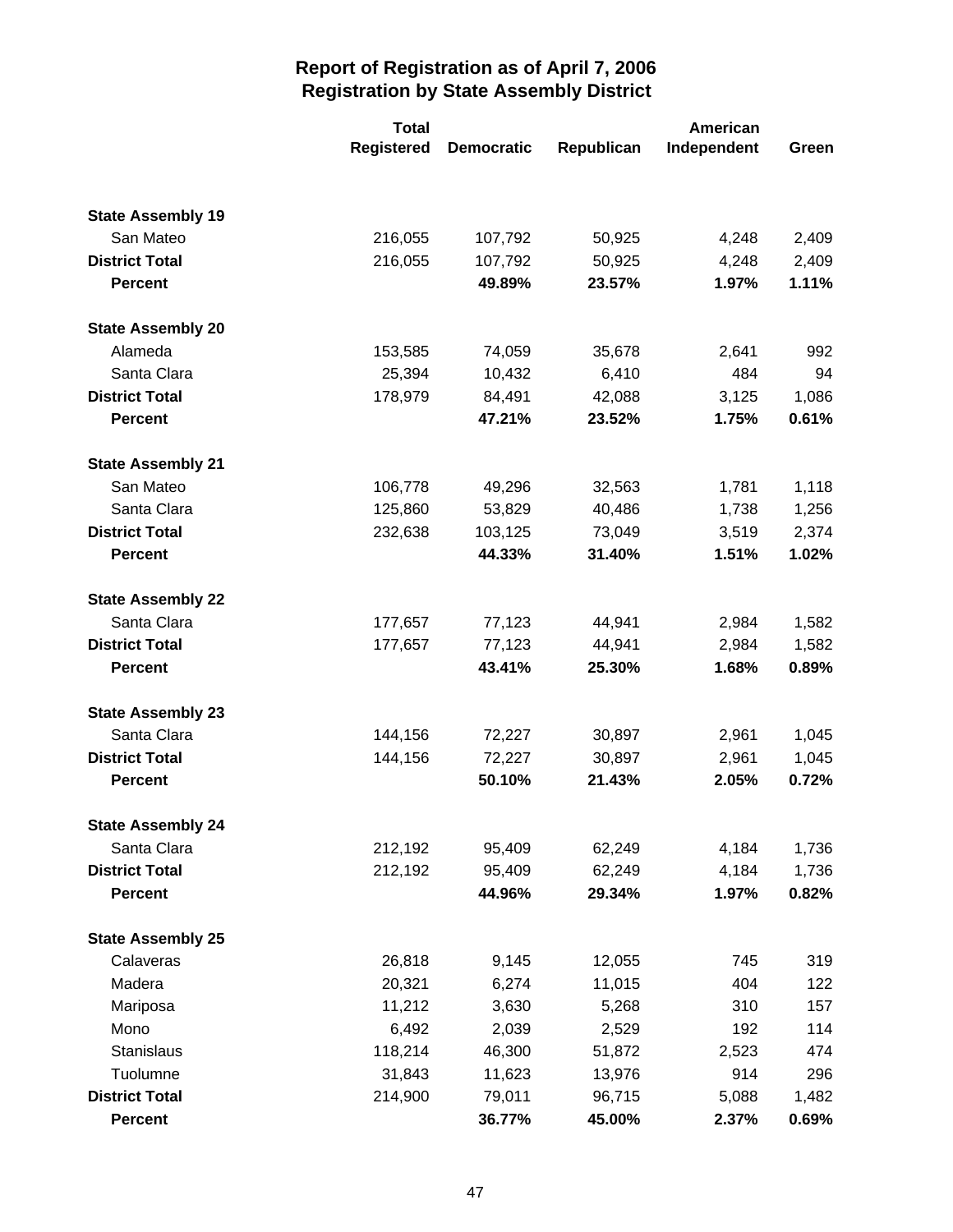## Report of Registration as of April 7, 2006
## Registration by State Assembly District

| | Total Registered | Democratic | Republican | American Independent | Green |
|---|---|---|---|---|---|
| **State Assembly 19** | | | | | |
| San Mateo | 216,055 | 107,792 | 50,925 | 4,248 | 2,409 |
| **District Total** | 216,055 | 107,792 | 50,925 | 4,248 | 2,409 |
| **Percent** | | **49.89%** | **23.57%** | **1.97%** | **1.11%** |
| **State Assembly 20** | | | | | |
| Alameda | 153,585 | 74,059 | 35,678 | 2,641 | 992 |
| Santa Clara | 25,394 | 10,432 | 6,410 | 484 | 94 |
| **District Total** | 178,979 | 84,491 | 42,088 | 3,125 | 1,086 |
| **Percent** | | **47.21%** | **23.52%** | **1.75%** | **0.61%** |
| **State Assembly 21** | | | | | |
| San Mateo | 106,778 | 49,296 | 32,563 | 1,781 | 1,118 |
| Santa Clara | 125,860 | 53,829 | 40,486 | 1,738 | 1,256 |
| **District Total** | 232,638 | 103,125 | 73,049 | 3,519 | 2,374 |
| **Percent** | | **44.33%** | **31.40%** | **1.51%** | **1.02%** |
| **State Assembly 22** | | | | | |
| Santa Clara | 177,657 | 77,123 | 44,941 | 2,984 | 1,582 |
| **District Total** | 177,657 | 77,123 | 44,941 | 2,984 | 1,582 |
| **Percent** | | **43.41%** | **25.30%** | **1.68%** | **0.89%** |
| **State Assembly 23** | | | | | |
| Santa Clara | 144,156 | 72,227 | 30,897 | 2,961 | 1,045 |
| **District Total** | 144,156 | 72,227 | 30,897 | 2,961 | 1,045 |
| **Percent** | | **50.10%** | **21.43%** | **2.05%** | **0.72%** |
| **State Assembly 24** | | | | | |
| Santa Clara | 212,192 | 95,409 | 62,249 | 4,184 | 1,736 |
| **District Total** | 212,192 | 95,409 | 62,249 | 4,184 | 1,736 |
| **Percent** | | **44.96%** | **29.34%** | **1.97%** | **0.82%** |
| **State Assembly 25** | | | | | |
| Calaveras | 26,818 | 9,145 | 12,055 | 745 | 319 |
| Madera | 20,321 | 6,274 | 11,015 | 404 | 122 |
| Mariposa | 11,212 | 3,630 | 5,268 | 310 | 157 |
| Mono | 6,492 | 2,039 | 2,529 | 192 | 114 |
| Stanislaus | 118,214 | 46,300 | 51,872 | 2,523 | 474 |
| Tuolumne | 31,843 | 11,623 | 13,976 | 914 | 296 |
| **District Total** | 214,900 | 79,011 | 96,715 | 5,088 | 1,482 |
| **Percent** | | **36.77%** | **45.00%** | **2.37%** | **0.69%** |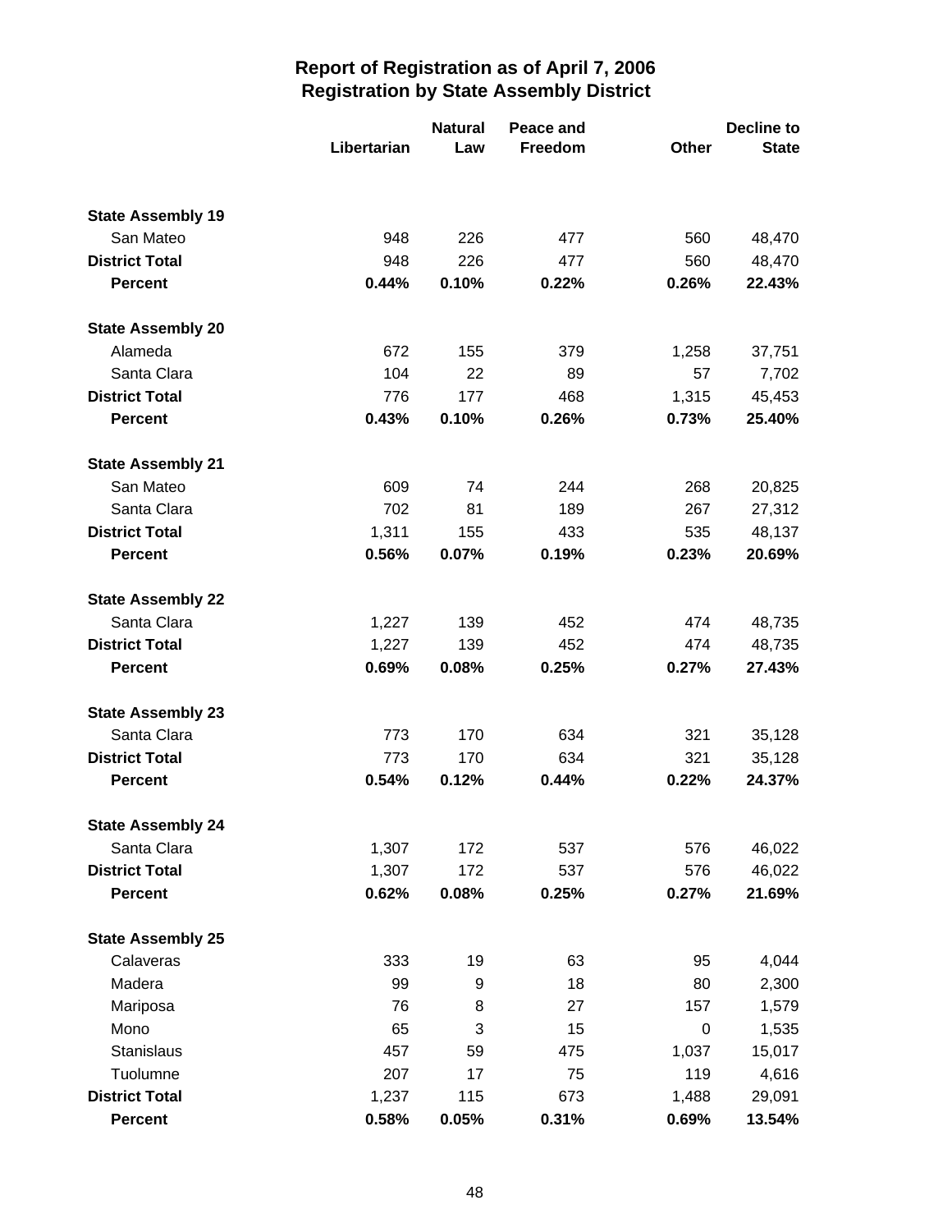# Report of Registration as of April 7, 2006
## Registration by State Assembly District

| | Libertarian | Natural Law | Peace and Freedom | Other | Decline to State |
|---|---|---|---|---|---|
| **State Assembly 19** | | | | | |
| San Mateo | 948 | 226 | 477 | 560 | 48,470 |
| **District Total** | 948 | 226 | 477 | 560 | 48,470 |
| **Percent** | **0.44%** | **0.10%** | **0.22%** | **0.26%** | **22.43%** |
| **State Assembly 20** | | | | | |
| Alameda | 672 | 155 | 379 | 1,258 | 37,751 |
| Santa Clara | 104 | 22 | 89 | 57 | 7,702 |
| **District Total** | 776 | 177 | 468 | 1,315 | 45,453 |
| **Percent** | **0.43%** | **0.10%** | **0.26%** | **0.73%** | **25.40%** |
| **State Assembly 21** | | | | | |
| San Mateo | 609 | 74 | 244 | 268 | 20,825 |
| Santa Clara | 702 | 81 | 189 | 267 | 27,312 |
| **District Total** | 1,311 | 155 | 433 | 535 | 48,137 |
| **Percent** | **0.56%** | **0.07%** | **0.19%** | **0.23%** | **20.69%** |
| **State Assembly 22** | | | | | |
| Santa Clara | 1,227 | 139 | 452 | 474 | 48,735 |
| **District Total** | 1,227 | 139 | 452 | 474 | 48,735 |
| **Percent** | **0.69%** | **0.08%** | **0.25%** | **0.27%** | **27.43%** |
| **State Assembly 23** | | | | | |
| Santa Clara | 773 | 170 | 634 | 321 | 35,128 |
| **District Total** | 773 | 170 | 634 | 321 | 35,128 |
| **Percent** | **0.54%** | **0.12%** | **0.44%** | **0.22%** | **24.37%** |
| **State Assembly 24** | | | | | |
| Santa Clara | 1,307 | 172 | 537 | 576 | 46,022 |
| **District Total** | 1,307 | 172 | 537 | 576 | 46,022 |
| **Percent** | **0.62%** | **0.08%** | **0.25%** | **0.27%** | **21.69%** |
| **State Assembly 25** | | | | | |
| Calaveras | 333 | 19 | 63 | 95 | 4,044 |
| Madera | 99 | 9 | 18 | 80 | 2,300 |
| Mariposa | 76 | 8 | 27 | 157 | 1,579 |
| Mono | 65 | 3 | 15 | 0 | 1,535 |
| Stanislaus | 457 | 59 | 475 | 1,037 | 15,017 |
| Tuolumne | 207 | 17 | 75 | 119 | 4,616 |
| **District Total** | 1,237 | 115 | 673 | 1,488 | 29,091 |
| **Percent** | **0.58%** | **0.05%** | **0.31%** | **0.69%** | **13.54%** |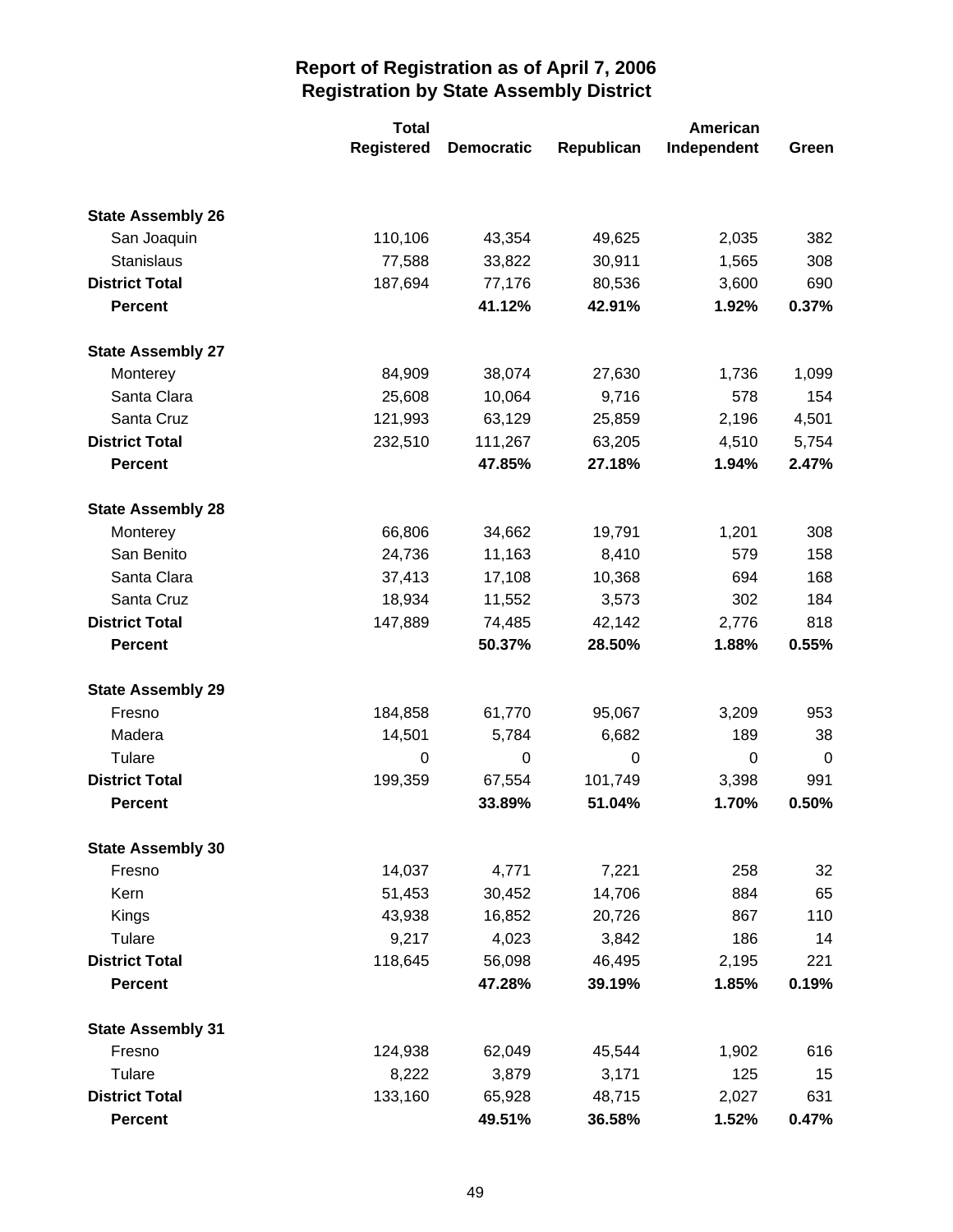# Report of Registration as of April 7, 2006
## Registration by State Assembly District

| | Total Registered | Democratic | Republican | American Independent | Green |
|---|---|---|---|---|---|
| **State Assembly 26** | | | | | |
| San Joaquin | 110,106 | 43,354 | 49,625 | 2,035 | 382 |
| Stanislaus | 77,588 | 33,822 | 30,911 | 1,565 | 308 |
| **District Total** | 187,694 | 77,176 | 80,536 | 3,600 | 690 |
| **Percent** | | **41.12%** | **42.91%** | **1.92%** | **0.37%** |
| **State Assembly 27** | | | | | |
| Monterey | 84,909 | 38,074 | 27,630 | 1,736 | 1,099 |
| Santa Clara | 25,608 | 10,064 | 9,716 | 578 | 154 |
| Santa Cruz | 121,993 | 63,129 | 25,859 | 2,196 | 4,501 |
| **District Total** | 232,510 | 111,267 | 63,205 | 4,510 | 5,754 |
| **Percent** | | **47.85%** | **27.18%** | **1.94%** | **2.47%** |
| **State Assembly 28** | | | | | |
| Monterey | 66,806 | 34,662 | 19,791 | 1,201 | 308 |
| San Benito | 24,736 | 11,163 | 8,410 | 579 | 158 |
| Santa Clara | 37,413 | 17,108 | 10,368 | 694 | 168 |
| Santa Cruz | 18,934 | 11,552 | 3,573 | 302 | 184 |
| **District Total** | 147,889 | 74,485 | 42,142 | 2,776 | 818 |
| **Percent** | | **50.37%** | **28.50%** | **1.88%** | **0.55%** |
| **State Assembly 29** | | | | | |
| Fresno | 184,858 | 61,770 | 95,067 | 3,209 | 953 |
| Madera | 14,501 | 5,784 | 6,682 | 189 | 38 |
| Tulare | 0 | 0 | 0 | 0 | 0 |
| **District Total** | 199,359 | 67,554 | 101,749 | 3,398 | 991 |
| **Percent** | | **33.89%** | **51.04%** | **1.70%** | **0.50%** |
| **State Assembly 30** | | | | | |
| Fresno | 14,037 | 4,771 | 7,221 | 258 | 32 |
| Kern | 51,453 | 30,452 | 14,706 | 884 | 65 |
| Kings | 43,938 | 16,852 | 20,726 | 867 | 110 |
| Tulare | 9,217 | 4,023 | 3,842 | 186 | 14 |
| **District Total** | 118,645 | 56,098 | 46,495 | 2,195 | 221 |
| **Percent** | | **47.28%** | **39.19%** | **1.85%** | **0.19%** |
| **State Assembly 31** | | | | | |
| Fresno | 124,938 | 62,049 | 45,544 | 1,902 | 616 |
| Tulare | 8,222 | 3,879 | 3,171 | 125 | 15 |
| **District Total** | 133,160 | 65,928 | 48,715 | 2,027 | 631 |
| **Percent** | | **49.51%** | **36.58%** | **1.52%** | **0.47%** |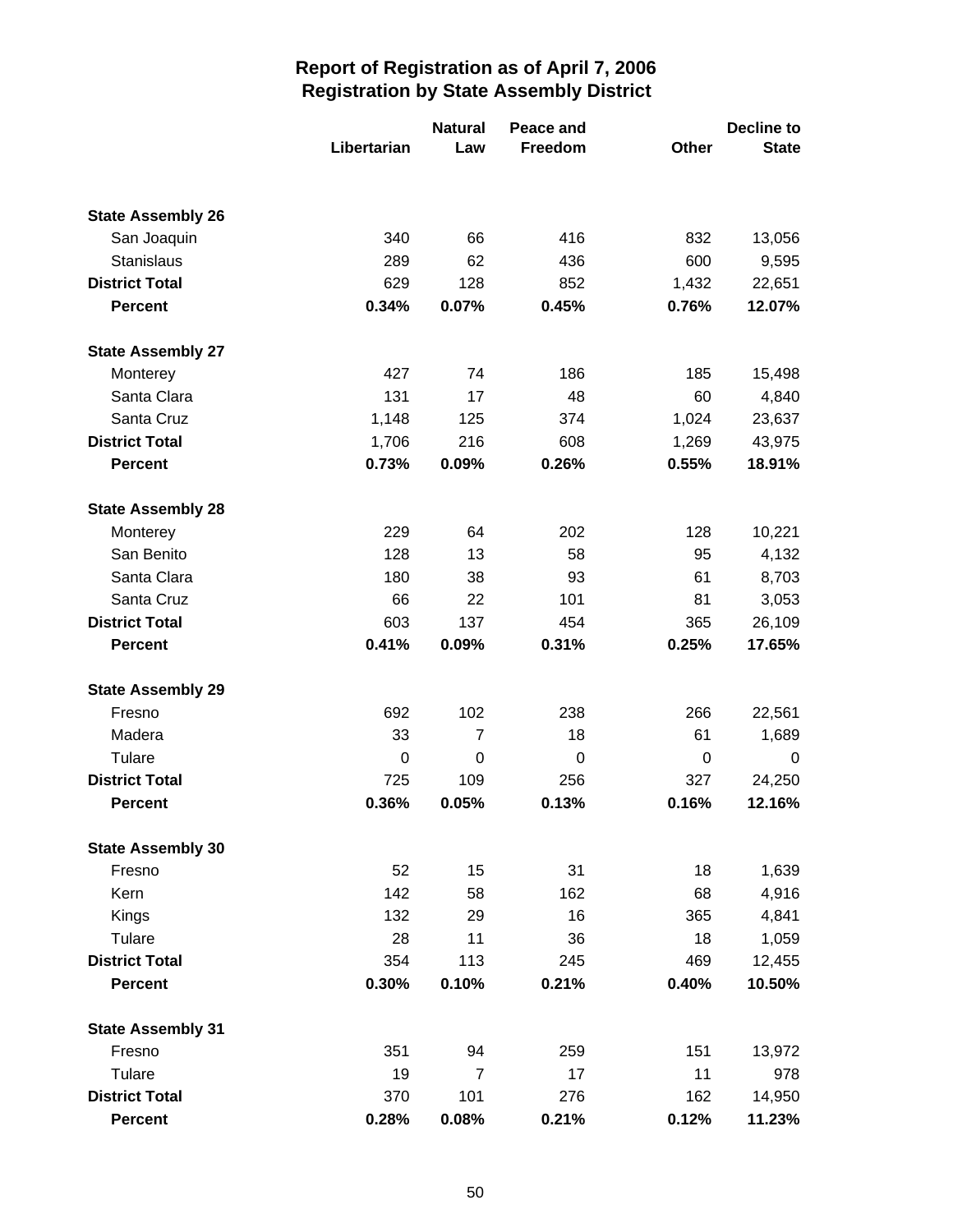# Report of Registration as of April 7, 2006
## Registration by State Assembly District

| | Libertarian | Natural Law | Peace and Freedom | Other | Decline to State |
|---|---|---|---|---|---|
| **State Assembly 26** | | | | | |
| San Joaquin | 340 | 66 | 416 | 832 | 13,056 |
| Stanislaus | 289 | 62 | 436 | 600 | 9,595 |
| **District Total** | 629 | 128 | 852 | 1,432 | 22,651 |
| **Percent** | **0.34%** | **0.07%** | **0.45%** | **0.76%** | **12.07%** |
| **State Assembly 27** | | | | | |
| Monterey | 427 | 74 | 186 | 185 | 15,498 |
| Santa Clara | 131 | 17 | 48 | 60 | 4,840 |
| Santa Cruz | 1,148 | 125 | 374 | 1,024 | 23,637 |
| **District Total** | 1,706 | 216 | 608 | 1,269 | 43,975 |
| **Percent** | **0.73%** | **0.09%** | **0.26%** | **0.55%** | **18.91%** |
| **State Assembly 28** | | | | | |
| Monterey | 229 | 64 | 202 | 128 | 10,221 |
| San Benito | 128 | 13 | 58 | 95 | 4,132 |
| Santa Clara | 180 | 38 | 93 | 61 | 8,703 |
| Santa Cruz | 66 | 22 | 101 | 81 | 3,053 |
| **District Total** | 603 | 137 | 454 | 365 | 26,109 |
| **Percent** | **0.41%** | **0.09%** | **0.31%** | **0.25%** | **17.65%** |
| **State Assembly 29** | | | | | |
| Fresno | 692 | 102 | 238 | 266 | 22,561 |
| Madera | 33 | 7 | 18 | 61 | 1,689 |
| Tulare | 0 | 0 | 0 | 0 | 0 |
| **District Total** | 725 | 109 | 256 | 327 | 24,250 |
| **Percent** | **0.36%** | **0.05%** | **0.13%** | **0.16%** | **12.16%** |
| **State Assembly 30** | | | | | |
| Fresno | 52 | 15 | 31 | 18 | 1,639 |
| Kern | 142 | 58 | 162 | 68 | 4,916 |
| Kings | 132 | 29 | 16 | 365 | 4,841 |
| Tulare | 28 | 11 | 36 | 18 | 1,059 |
| **District Total** | 354 | 113 | 245 | 469 | 12,455 |
| **Percent** | **0.30%** | **0.10%** | **0.21%** | **0.40%** | **10.50%** |
| **State Assembly 31** | | | | | |
| Fresno | 351 | 94 | 259 | 151 | 13,972 |
| Tulare | 19 | 7 | 17 | 11 | 978 |
| **District Total** | 370 | 101 | 276 | 162 | 14,950 |
| **Percent** | **0.28%** | **0.08%** | **0.21%** | **0.12%** | **11.23%** |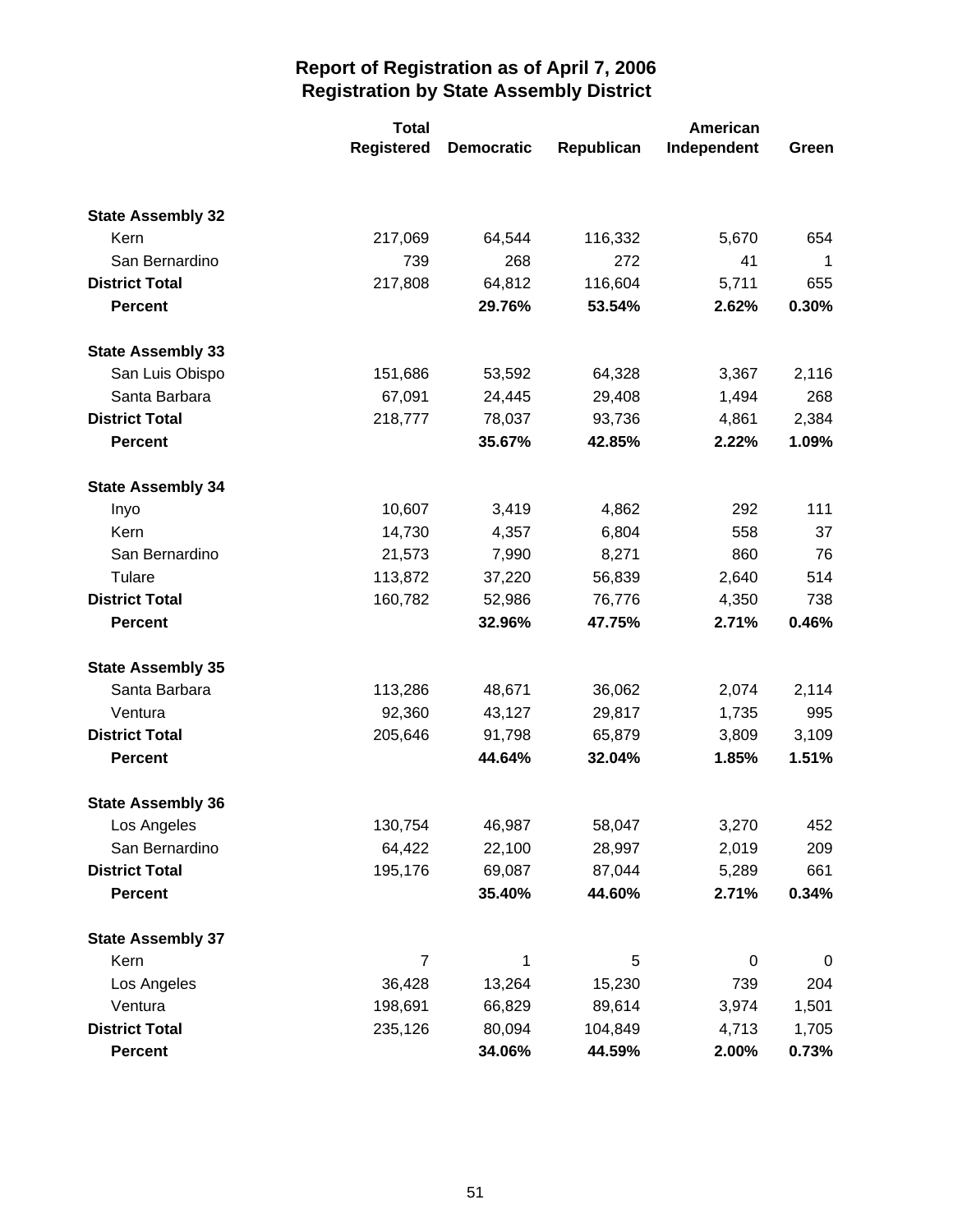# Report of Registration as of April 7, 2006
## Registration by State Assembly District

| | Total Registered | Democratic | Republican | American Independent | Green |
|---|---|---|---|---|---|
| **State Assembly 32** | | | | | |
| Kern | 217,069 | 64,544 | 116,332 | 5,670 | 654 |
| San Bernardino | 739 | 268 | 272 | 41 | 1 |
| **District Total** | 217,808 | 64,812 | 116,604 | 5,711 | 655 |
| **Percent** | | **29.76%** | **53.54%** | **2.62%** | **0.30%** |
| **State Assembly 33** | | | | | |
| San Luis Obispo | 151,686 | 53,592 | 64,328 | 3,367 | 2,116 |
| Santa Barbara | 67,091 | 24,445 | 29,408 | 1,494 | 268 |
| **District Total** | 218,777 | 78,037 | 93,736 | 4,861 | 2,384 |
| **Percent** | | **35.67%** | **42.85%** | **2.22%** | **1.09%** |
| **State Assembly 34** | | | | | |
| Inyo | 10,607 | 3,419 | 4,862 | 292 | 111 |
| Kern | 14,730 | 4,357 | 6,804 | 558 | 37 |
| San Bernardino | 21,573 | 7,990 | 8,271 | 860 | 76 |
| Tulare | 113,872 | 37,220 | 56,839 | 2,640 | 514 |
| **District Total** | 160,782 | 52,986 | 76,776 | 4,350 | 738 |
| **Percent** | | **32.96%** | **47.75%** | **2.71%** | **0.46%** |
| **State Assembly 35** | | | | | |
| Santa Barbara | 113,286 | 48,671 | 36,062 | 2,074 | 2,114 |
| Ventura | 92,360 | 43,127 | 29,817 | 1,735 | 995 |
| **District Total** | 205,646 | 91,798 | 65,879 | 3,809 | 3,109 |
| **Percent** | | **44.64%** | **32.04%** | **1.85%** | **1.51%** |
| **State Assembly 36** | | | | | |
| Los Angeles | 130,754 | 46,987 | 58,047 | 3,270 | 452 |
| San Bernardino | 64,422 | 22,100 | 28,997 | 2,019 | 209 |
| **District Total** | 195,176 | 69,087 | 87,044 | 5,289 | 661 |
| **Percent** | | **35.40%** | **44.60%** | **2.71%** | **0.34%** |
| **State Assembly 37** | | | | | |
| Kern | 7 | 1 | 5 | 0 | 0 |
| Los Angeles | 36,428 | 13,264 | 15,230 | 739 | 204 |
| Ventura | 198,691 | 66,829 | 89,614 | 3,974 | 1,501 |
| **District Total** | 235,126 | 80,094 | 104,849 | 4,713 | 1,705 |
| **Percent** | | **34.06%** | **44.59%** | **2.00%** | **0.73%** |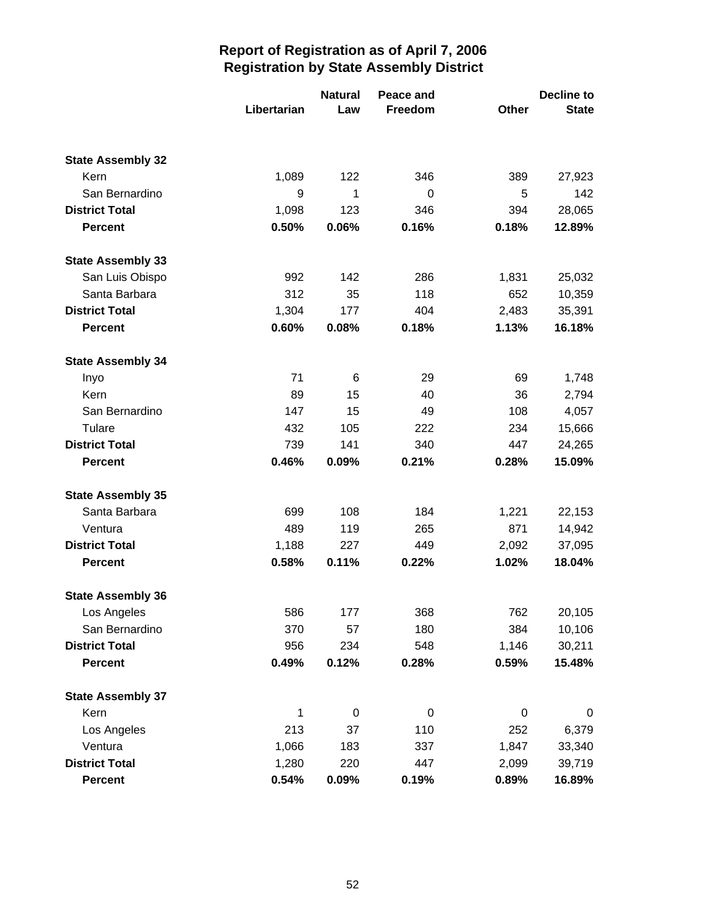# Report of Registration as of April 7, 2006
## Registration by State Assembly District

| | Libertarian | Natural Law | Peace and Freedom | Other | Decline to State |
|---|---|---|---|---|---|
| **State Assembly 32** | | | | | |
| Kern | 1,089 | 122 | 346 | 389 | 27,923 |
| San Bernardino | 9 | 1 | 0 | 5 | 142 |
| **District Total** | 1,098 | 123 | 346 | 394 | 28,065 |
| **Percent** | **0.50%** | **0.06%** | **0.16%** | **0.18%** | **12.89%** |
| **State Assembly 33** | | | | | |
| San Luis Obispo | 992 | 142 | 286 | 1,831 | 25,032 |
| Santa Barbara | 312 | 35 | 118 | 652 | 10,359 |
| **District Total** | 1,304 | 177 | 404 | 2,483 | 35,391 |
| **Percent** | **0.60%** | **0.08%** | **0.18%** | **1.13%** | **16.18%** |
| **State Assembly 34** | | | | | |
| Inyo | 71 | 6 | 29 | 69 | 1,748 |
| Kern | 89 | 15 | 40 | 36 | 2,794 |
| San Bernardino | 147 | 15 | 49 | 108 | 4,057 |
| Tulare | 432 | 105 | 222 | 234 | 15,666 |
| **District Total** | 739 | 141 | 340 | 447 | 24,265 |
| **Percent** | **0.46%** | **0.09%** | **0.21%** | **0.28%** | **15.09%** |
| **State Assembly 35** | | | | | |
| Santa Barbara | 699 | 108 | 184 | 1,221 | 22,153 |
| Ventura | 489 | 119 | 265 | 871 | 14,942 |
| **District Total** | 1,188 | 227 | 449 | 2,092 | 37,095 |
| **Percent** | **0.58%** | **0.11%** | **0.22%** | **1.02%** | **18.04%** |
| **State Assembly 36** | | | | | |
| Los Angeles | 586 | 177 | 368 | 762 | 20,105 |
| San Bernardino | 370 | 57 | 180 | 384 | 10,106 |
| **District Total** | 956 | 234 | 548 | 1,146 | 30,211 |
| **Percent** | **0.49%** | **0.12%** | **0.28%** | **0.59%** | **15.48%** |
| **State Assembly 37** | | | | | |
| Kern | 1 | 0 | 0 | 0 | 0 |
| Los Angeles | 213 | 37 | 110 | 252 | 6,379 |
| Ventura | 1,066 | 183 | 337 | 1,847 | 33,340 |
| **District Total** | 1,280 | 220 | 447 | 2,099 | 39,719 |
| **Percent** | **0.54%** | **0.09%** | **0.19%** | **0.89%** | **16.89%** |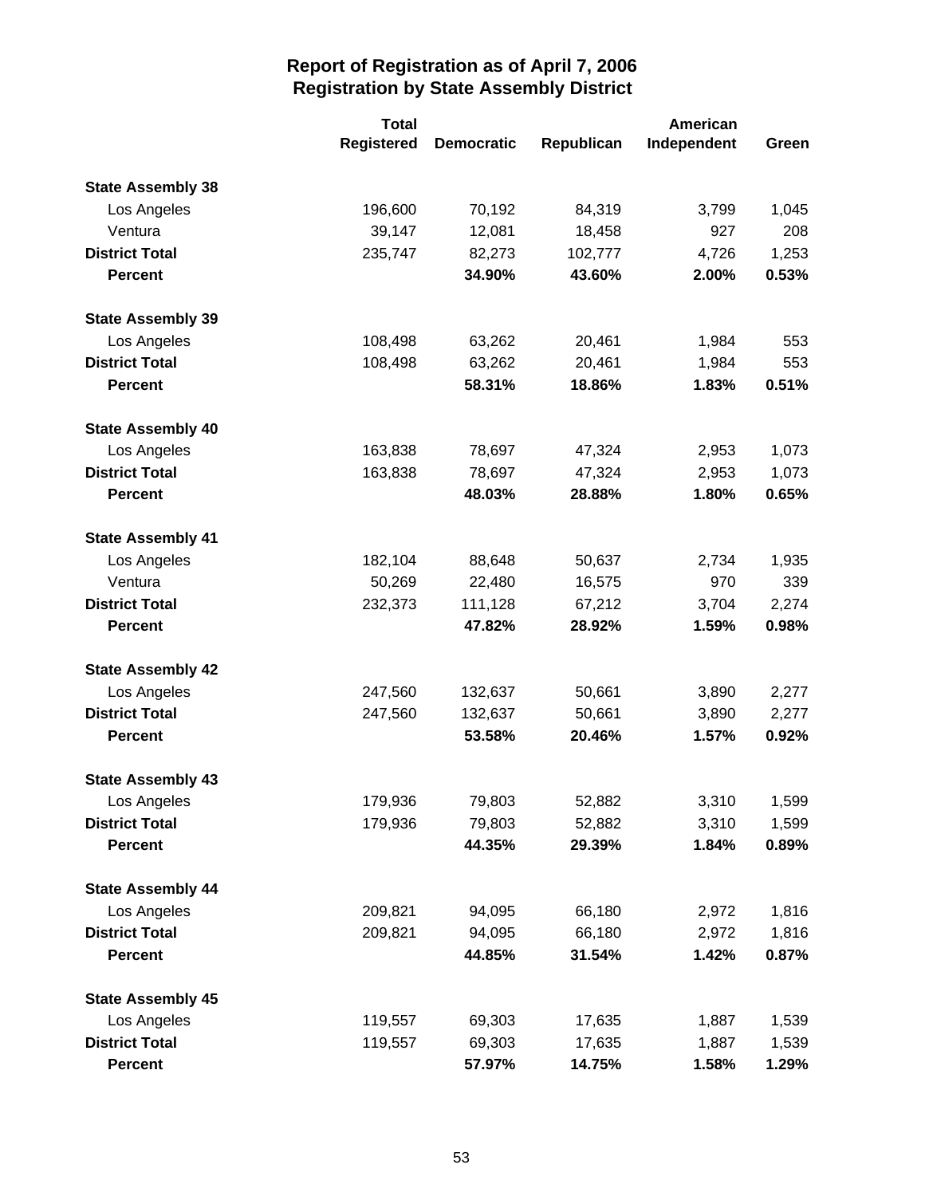## Report of Registration as of April 7, 2006
## Registration by State Assembly District

| | Total Registered | Democratic | Republican | American Independent | Green |
|---|---|---|---|---|---|
| **State Assembly 38** | | | | | |
| Los Angeles | 196,600 | 70,192 | 84,319 | 3,799 | 1,045 |
| Ventura | 39,147 | 12,081 | 18,458 | 927 | 208 |
| **District Total** | 235,747 | 82,273 | 102,777 | 4,726 | 1,253 |
| **Percent** | | **34.90%** | **43.60%** | **2.00%** | **0.53%** |
| **State Assembly 39** | | | | | |
| Los Angeles | 108,498 | 63,262 | 20,461 | 1,984 | 553 |
| **District Total** | 108,498 | 63,262 | 20,461 | 1,984 | 553 |
| **Percent** | | **58.31%** | **18.86%** | **1.83%** | **0.51%** |
| **State Assembly 40** | | | | | |
| Los Angeles | 163,838 | 78,697 | 47,324 | 2,953 | 1,073 |
| **District Total** | 163,838 | 78,697 | 47,324 | 2,953 | 1,073 |
| **Percent** | | **48.03%** | **28.88%** | **1.80%** | **0.65%** |
| **State Assembly 41** | | | | | |
| Los Angeles | 182,104 | 88,648 | 50,637 | 2,734 | 1,935 |
| Ventura | 50,269 | 22,480 | 16,575 | 970 | 339 |
| **District Total** | 232,373 | 111,128 | 67,212 | 3,704 | 2,274 |
| **Percent** | | **47.82%** | **28.92%** | **1.59%** | **0.98%** |
| **State Assembly 42** | | | | | |
| Los Angeles | 247,560 | 132,637 | 50,661 | 3,890 | 2,277 |
| **District Total** | 247,560 | 132,637 | 50,661 | 3,890 | 2,277 |
| **Percent** | | **53.58%** | **20.46%** | **1.57%** | **0.92%** |
| **State Assembly 43** | | | | | |
| Los Angeles | 179,936 | 79,803 | 52,882 | 3,310 | 1,599 |
| **District Total** | 179,936 | 79,803 | 52,882 | 3,310 | 1,599 |
| **Percent** | | **44.35%** | **29.39%** | **1.84%** | **0.89%** |
| **State Assembly 44** | | | | | |
| Los Angeles | 209,821 | 94,095 | 66,180 | 2,972 | 1,816 |
| **District Total** | 209,821 | 94,095 | 66,180 | 2,972 | 1,816 |
| **Percent** | | **44.85%** | **31.54%** | **1.42%** | **0.87%** |
| **State Assembly 45** | | | | | |
| Los Angeles | 119,557 | 69,303 | 17,635 | 1,887 | 1,539 |
| **District Total** | 119,557 | 69,303 | 17,635 | 1,887 | 1,539 |
| **Percent** | | **57.97%** | **14.75%** | **1.58%** | **1.29%** |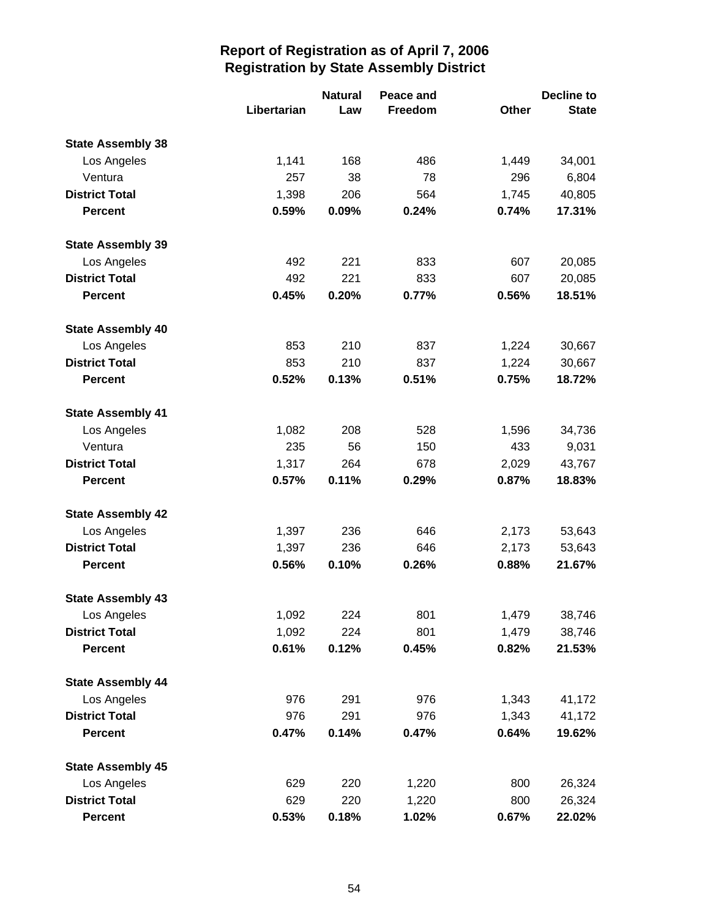# Report of Registration as of April 7, 2006
## Registration by State Assembly District

| | Libertarian | Natural Law | Peace and Freedom | Other | Decline to State |
|---|---|---|---|---|---|
| **State Assembly 38** | | | | | |
| Los Angeles | 1,141 | 168 | 486 | 1,449 | 34,001 |
| Ventura | 257 | 38 | 78 | 296 | 6,804 |
| **District Total** | 1,398 | 206 | 564 | 1,745 | 40,805 |
| **Percent** | **0.59%** | **0.09%** | **0.24%** | **0.74%** | **17.31%** |
| **State Assembly 39** | | | | | |
| Los Angeles | 492 | 221 | 833 | 607 | 20,085 |
| **District Total** | 492 | 221 | 833 | 607 | 20,085 |
| **Percent** | **0.45%** | **0.20%** | **0.77%** | **0.56%** | **18.51%** |
| **State Assembly 40** | | | | | |
| Los Angeles | 853 | 210 | 837 | 1,224 | 30,667 |
| **District Total** | 853 | 210 | 837 | 1,224 | 30,667 |
| **Percent** | **0.52%** | **0.13%** | **0.51%** | **0.75%** | **18.72%** |
| **State Assembly 41** | | | | | |
| Los Angeles | 1,082 | 208 | 528 | 1,596 | 34,736 |
| Ventura | 235 | 56 | 150 | 433 | 9,031 |
| **District Total** | 1,317 | 264 | 678 | 2,029 | 43,767 |
| **Percent** | **0.57%** | **0.11%** | **0.29%** | **0.87%** | **18.83%** |
| **State Assembly 42** | | | | | |
| Los Angeles | 1,397 | 236 | 646 | 2,173 | 53,643 |
| **District Total** | 1,397 | 236 | 646 | 2,173 | 53,643 |
| **Percent** | **0.56%** | **0.10%** | **0.26%** | **0.88%** | **21.67%** |
| **State Assembly 43** | | | | | |
| Los Angeles | 1,092 | 224 | 801 | 1,479 | 38,746 |
| **District Total** | 1,092 | 224 | 801 | 1,479 | 38,746 |
| **Percent** | **0.61%** | **0.12%** | **0.45%** | **0.82%** | **21.53%** |
| **State Assembly 44** | | | | | |
| Los Angeles | 976 | 291 | 976 | 1,343 | 41,172 |
| **District Total** | 976 | 291 | 976 | 1,343 | 41,172 |
| **Percent** | **0.47%** | **0.14%** | **0.47%** | **0.64%** | **19.62%** |
| **State Assembly 45** | | | | | |
| Los Angeles | 629 | 220 | 1,220 | 800 | 26,324 |
| **District Total** | 629 | 220 | 1,220 | 800 | 26,324 |
| **Percent** | **0.53%** | **0.18%** | **1.02%** | **0.67%** | **22.02%** |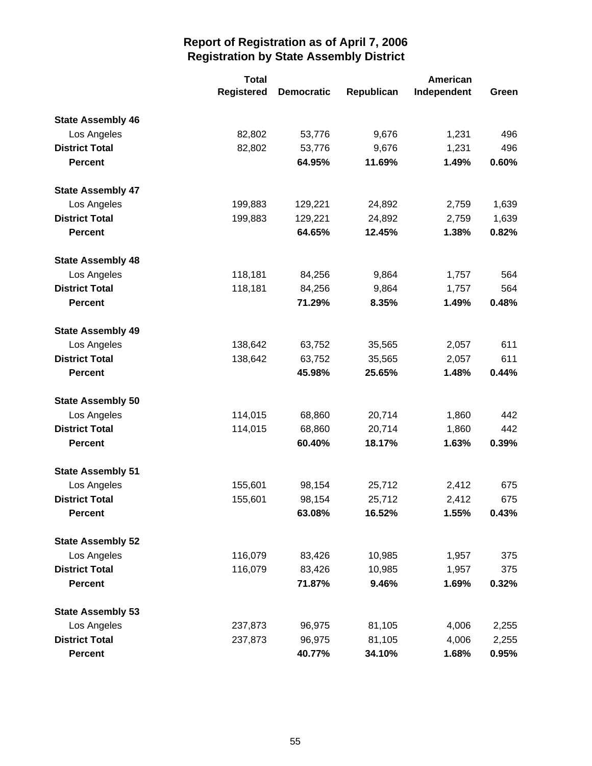# Report of Registration as of April 7, 2006
## Registration by State Assembly District

| | Total Registered | Democratic | Republican | American Independent | Green |
|---|---|---|---|---|---|
| **State Assembly 46** | | | | | |
| Los Angeles | 82,802 | 53,776 | 9,676 | 1,231 | 496 |
| **District Total** | 82,802 | 53,776 | 9,676 | 1,231 | 496 |
| **Percent** | | **64.95%** | **11.69%** | **1.49%** | **0.60%** |
| **State Assembly 47** | | | | | |
| Los Angeles | 199,883 | 129,221 | 24,892 | 2,759 | 1,639 |
| **District Total** | 199,883 | 129,221 | 24,892 | 2,759 | 1,639 |
| **Percent** | | **64.65%** | **12.45%** | **1.38%** | **0.82%** |
| **State Assembly 48** | | | | | |
| Los Angeles | 118,181 | 84,256 | 9,864 | 1,757 | 564 |
| **District Total** | 118,181 | 84,256 | 9,864 | 1,757 | 564 |
| **Percent** | | **71.29%** | **8.35%** | **1.49%** | **0.48%** |
| **State Assembly 49** | | | | | |
| Los Angeles | 138,642 | 63,752 | 35,565 | 2,057 | 611 |
| **District Total** | 138,642 | 63,752 | 35,565 | 2,057 | 611 |
| **Percent** | | **45.98%** | **25.65%** | **1.48%** | **0.44%** |
| **State Assembly 50** | | | | | |
| Los Angeles | 114,015 | 68,860 | 20,714 | 1,860 | 442 |
| **District Total** | 114,015 | 68,860 | 20,714 | 1,860 | 442 |
| **Percent** | | **60.40%** | **18.17%** | **1.63%** | **0.39%** |
| **State Assembly 51** | | | | | |
| Los Angeles | 155,601 | 98,154 | 25,712 | 2,412 | 675 |
| **District Total** | 155,601 | 98,154 | 25,712 | 2,412 | 675 |
| **Percent** | | **63.08%** | **16.52%** | **1.55%** | **0.43%** |
| **State Assembly 52** | | | | | |
| Los Angeles | 116,079 | 83,426 | 10,985 | 1,957 | 375 |
| **District Total** | 116,079 | 83,426 | 10,985 | 1,957 | 375 |
| **Percent** | | **71.87%** | **9.46%** | **1.69%** | **0.32%** |
| **State Assembly 53** | | | | | |
| Los Angeles | 237,873 | 96,975 | 81,105 | 4,006 | 2,255 |
| **District Total** | 237,873 | 96,975 | 81,105 | 4,006 | 2,255 |
| **Percent** | | **40.77%** | **34.10%** | **1.68%** | **0.95%** |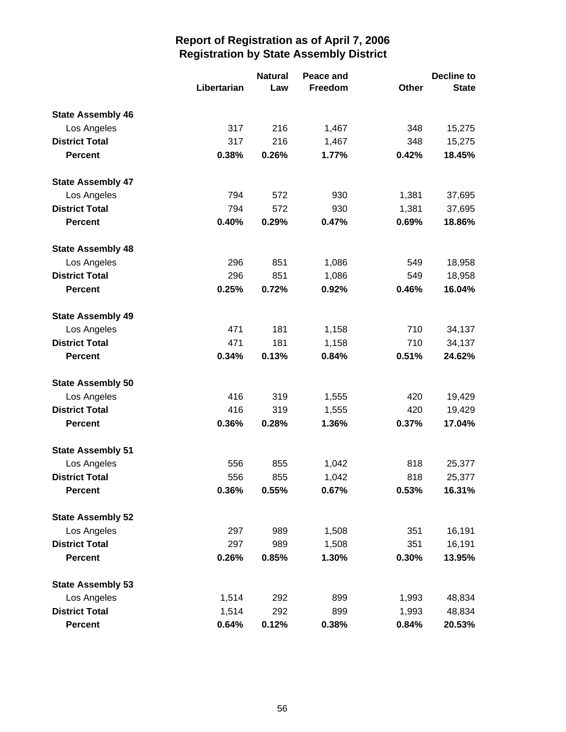# Report of Registration as of April 7, 2006
## Registration by State Assembly District

| | Libertarian | Natural Law | Peace and Freedom | Other | Decline to State |
|---|---|---|---|---|---|
| **State Assembly 46** | | | | | |
| Los Angeles | 317 | 216 | 1,467 | 348 | 15,275 |
| **District Total** | 317 | 216 | 1,467 | 348 | 15,275 |
| **Percent** | **0.38%** | **0.26%** | **1.77%** | **0.42%** | **18.45%** |
| **State Assembly 47** | | | | | |
| Los Angeles | 794 | 572 | 930 | 1,381 | 37,695 |
| **District Total** | 794 | 572 | 930 | 1,381 | 37,695 |
| **Percent** | **0.40%** | **0.29%** | **0.47%** | **0.69%** | **18.86%** |
| **State Assembly 48** | | | | | |
| Los Angeles | 296 | 851 | 1,086 | 549 | 18,958 |
| **District Total** | 296 | 851 | 1,086 | 549 | 18,958 |
| **Percent** | **0.25%** | **0.72%** | **0.92%** | **0.46%** | **16.04%** |
| **State Assembly 49** | | | | | |
| Los Angeles | 471 | 181 | 1,158 | 710 | 34,137 |
| **District Total** | 471 | 181 | 1,158 | 710 | 34,137 |
| **Percent** | **0.34%** | **0.13%** | **0.84%** | **0.51%** | **24.62%** |
| **State Assembly 50** | | | | | |
| Los Angeles | 416 | 319 | 1,555 | 420 | 19,429 |
| **District Total** | 416 | 319 | 1,555 | 420 | 19,429 |
| **Percent** | **0.36%** | **0.28%** | **1.36%** | **0.37%** | **17.04%** |
| **State Assembly 51** | | | | | |
| Los Angeles | 556 | 855 | 1,042 | 818 | 25,377 |
| **District Total** | 556 | 855 | 1,042 | 818 | 25,377 |
| **Percent** | **0.36%** | **0.55%** | **0.67%** | **0.53%** | **16.31%** |
| **State Assembly 52** | | | | | |
| Los Angeles | 297 | 989 | 1,508 | 351 | 16,191 |
| **District Total** | 297 | 989 | 1,508 | 351 | 16,191 |
| **Percent** | **0.26%** | **0.85%** | **1.30%** | **0.30%** | **13.95%** |
| **State Assembly 53** | | | | | |
| Los Angeles | 1,514 | 292 | 899 | 1,993 | 48,834 |
| **District Total** | 1,514 | 292 | 899 | 1,993 | 48,834 |
| **Percent** | **0.64%** | **0.12%** | **0.38%** | **0.84%** | **20.53%** |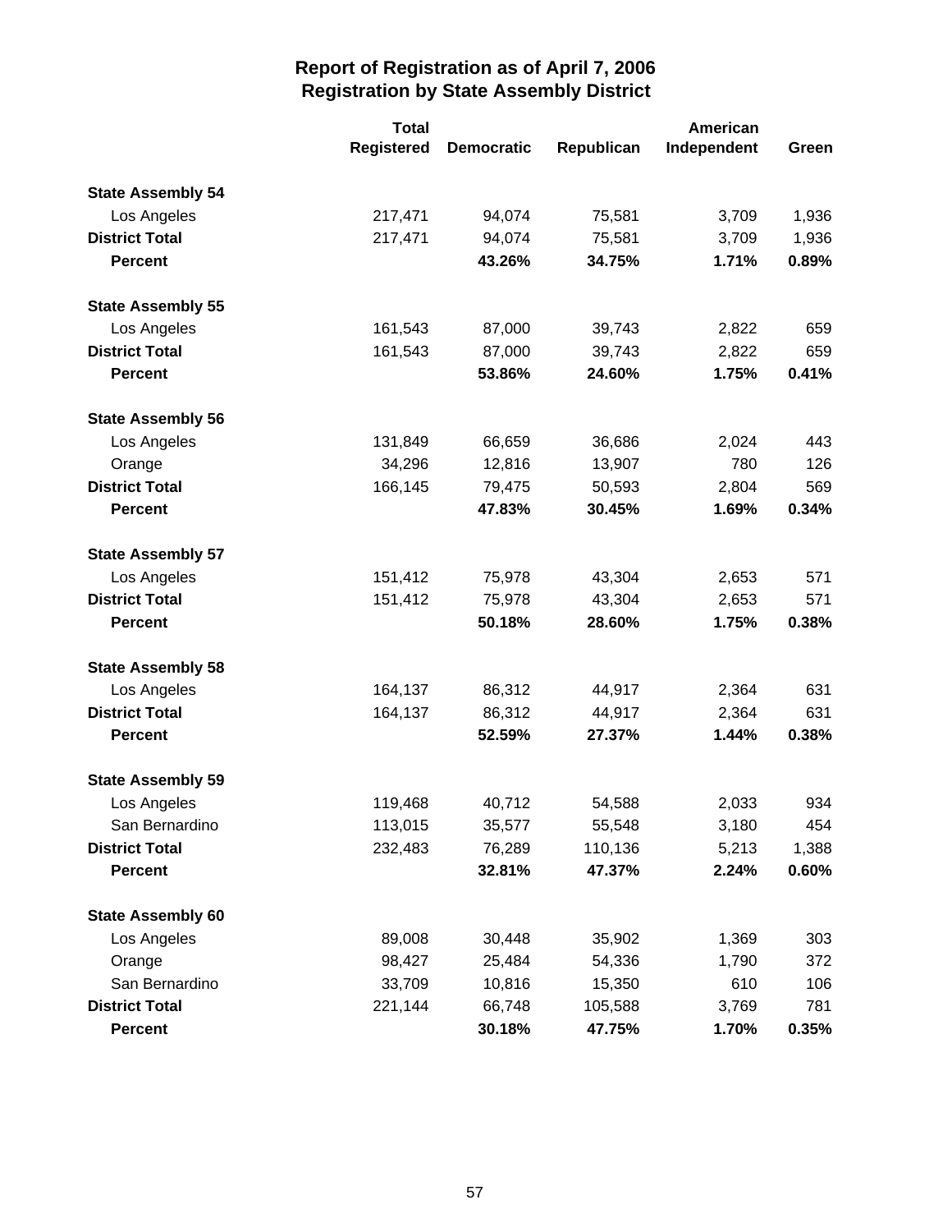# Report of Registration as of April 7, 2006
## Registration by State Assembly District

| | Total Registered | Democratic | Republican | American Independent | Green |
|---|---|---|---|---|---|
| **State Assembly 54** | | | | | |
| Los Angeles | 217,471 | 94,074 | 75,581 | 3,709 | 1,936 |
| **District Total** | 217,471 | 94,074 | 75,581 | 3,709 | 1,936 |
| **Percent** | | **43.26%** | **34.75%** | **1.71%** | **0.89%** |
| **State Assembly 55** | | | | | |
| Los Angeles | 161,543 | 87,000 | 39,743 | 2,822 | 659 |
| **District Total** | 161,543 | 87,000 | 39,743 | 2,822 | 659 |
| **Percent** | | **53.86%** | **24.60%** | **1.75%** | **0.41%** |
| **State Assembly 56** | | | | | |
| Los Angeles | 131,849 | 66,659 | 36,686 | 2,024 | 443 |
| Orange | 34,296 | 12,816 | 13,907 | 780 | 126 |
| **District Total** | 166,145 | 79,475 | 50,593 | 2,804 | 569 |
| **Percent** | | **47.83%** | **30.45%** | **1.69%** | **0.34%** |
| **State Assembly 57** | | | | | |
| Los Angeles | 151,412 | 75,978 | 43,304 | 2,653 | 571 |
| **District Total** | 151,412 | 75,978 | 43,304 | 2,653 | 571 |
| **Percent** | | **50.18%** | **28.60%** | **1.75%** | **0.38%** |
| **State Assembly 58** | | | | | |
| Los Angeles | 164,137 | 86,312 | 44,917 | 2,364 | 631 |
| **District Total** | 164,137 | 86,312 | 44,917 | 2,364 | 631 |
| **Percent** | | **52.59%** | **27.37%** | **1.44%** | **0.38%** |
| **State Assembly 59** | | | | | |
| Los Angeles | 119,468 | 40,712 | 54,588 | 2,033 | 934 |
| San Bernardino | 113,015 | 35,577 | 55,548 | 3,180 | 454 |
| **District Total** | 232,483 | 76,289 | 110,136 | 5,213 | 1,388 |
| **Percent** | | **32.81%** | **47.37%** | **2.24%** | **0.60%** |
| **State Assembly 60** | | | | | |
| Los Angeles | 89,008 | 30,448 | 35,902 | 1,369 | 303 |
| Orange | 98,427 | 25,484 | 54,336 | 1,790 | 372 |
| San Bernardino | 33,709 | 10,816 | 15,350 | 610 | 106 |
| **District Total** | 221,144 | 66,748 | 105,588 | 3,769 | 781 |
| **Percent** | | **30.18%** | **47.75%** | **1.70%** | **0.35%** |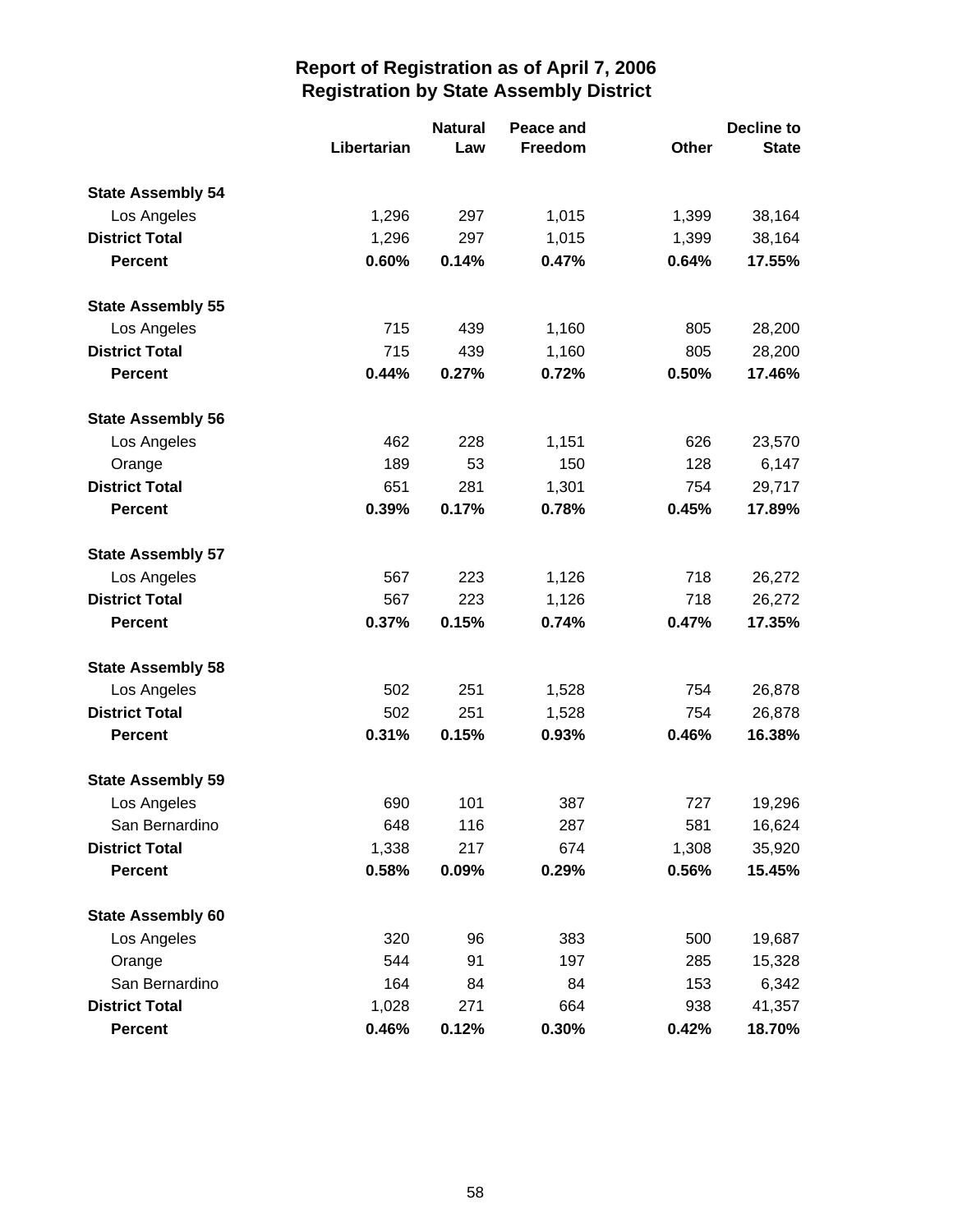# Report of Registration as of April 7, 2006
## Registration by State Assembly District

| | Libertarian | Natural Law | Peace and Freedom | Other | Decline to State |
|---|---|---|---|---|---|
| **State Assembly 54** | | | | | |
| Los Angeles | 1,296 | 297 | 1,015 | 1,399 | 38,164 |
| **District Total** | 1,296 | 297 | 1,015 | 1,399 | 38,164 |
| **Percent** | **0.60%** | **0.14%** | **0.47%** | **0.64%** | **17.55%** |
| **State Assembly 55** | | | | | |
| Los Angeles | 715 | 439 | 1,160 | 805 | 28,200 |
| **District Total** | 715 | 439 | 1,160 | 805 | 28,200 |
| **Percent** | **0.44%** | **0.27%** | **0.72%** | **0.50%** | **17.46%** |
| **State Assembly 56** | | | | | |
| Los Angeles | 462 | 228 | 1,151 | 626 | 23,570 |
| Orange | 189 | 53 | 150 | 128 | 6,147 |
| **District Total** | 651 | 281 | 1,301 | 754 | 29,717 |
| **Percent** | **0.39%** | **0.17%** | **0.78%** | **0.45%** | **17.89%** |
| **State Assembly 57** | | | | | |
| Los Angeles | 567 | 223 | 1,126 | 718 | 26,272 |
| **District Total** | 567 | 223 | 1,126 | 718 | 26,272 |
| **Percent** | **0.37%** | **0.15%** | **0.74%** | **0.47%** | **17.35%** |
| **State Assembly 58** | | | | | |
| Los Angeles | 502 | 251 | 1,528 | 754 | 26,878 |
| **District Total** | 502 | 251 | 1,528 | 754 | 26,878 |
| **Percent** | **0.31%** | **0.15%** | **0.93%** | **0.46%** | **16.38%** |
| **State Assembly 59** | | | | | |
| Los Angeles | 690 | 101 | 387 | 727 | 19,296 |
| San Bernardino | 648 | 116 | 287 | 581 | 16,624 |
| **District Total** | 1,338 | 217 | 674 | 1,308 | 35,920 |
| **Percent** | **0.58%** | **0.09%** | **0.29%** | **0.56%** | **15.45%** |
| **State Assembly 60** | | | | | |
| Los Angeles | 320 | 96 | 383 | 500 | 19,687 |
| Orange | 544 | 91 | 197 | 285 | 15,328 |
| San Bernardino | 164 | 84 | 84 | 153 | 6,342 |
| **District Total** | 1,028 | 271 | 664 | 938 | 41,357 |
| **Percent** | **0.46%** | **0.12%** | **0.30%** | **0.42%** | **18.70%** |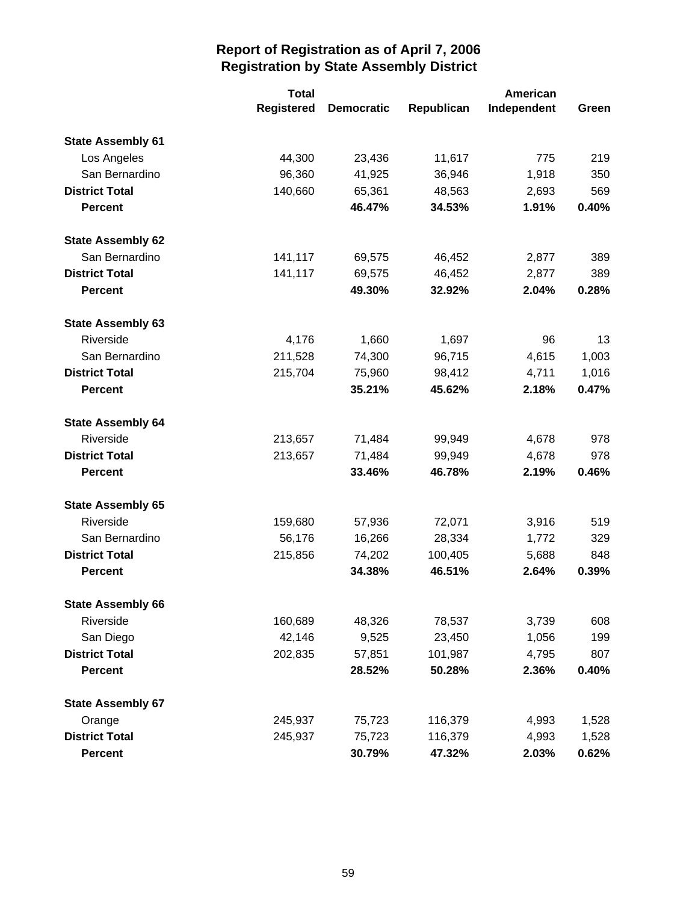## Report of Registration as of April 7, 2006
## Registration by State Assembly District

| | Total Registered | Democratic | Republican | American Independent | Green |
|---|---|---|---|---|---|
| **State Assembly 61** | | | | | |
| Los Angeles | 44,300 | 23,436 | 11,617 | 775 | 219 |
| San Bernardino | 96,360 | 41,925 | 36,946 | 1,918 | 350 |
| **District Total** | 140,660 | 65,361 | 48,563 | 2,693 | 569 |
| **Percent** | | **46.47%** | **34.53%** | **1.91%** | **0.40%** |
| **State Assembly 62** | | | | | |
| San Bernardino | 141,117 | 69,575 | 46,452 | 2,877 | 389 |
| **District Total** | 141,117 | 69,575 | 46,452 | 2,877 | 389 |
| **Percent** | | **49.30%** | **32.92%** | **2.04%** | **0.28%** |
| **State Assembly 63** | | | | | |
| Riverside | 4,176 | 1,660 | 1,697 | 96 | 13 |
| San Bernardino | 211,528 | 74,300 | 96,715 | 4,615 | 1,003 |
| **District Total** | 215,704 | 75,960 | 98,412 | 4,711 | 1,016 |
| **Percent** | | **35.21%** | **45.62%** | **2.18%** | **0.47%** |
| **State Assembly 64** | | | | | |
| Riverside | 213,657 | 71,484 | 99,949 | 4,678 | 978 |
| **District Total** | 213,657 | 71,484 | 99,949 | 4,678 | 978 |
| **Percent** | | **33.46%** | **46.78%** | **2.19%** | **0.46%** |
| **State Assembly 65** | | | | | |
| Riverside | 159,680 | 57,936 | 72,071 | 3,916 | 519 |
| San Bernardino | 56,176 | 16,266 | 28,334 | 1,772 | 329 |
| **District Total** | 215,856 | 74,202 | 100,405 | 5,688 | 848 |
| **Percent** | | **34.38%** | **46.51%** | **2.64%** | **0.39%** |
| **State Assembly 66** | | | | | |
| Riverside | 160,689 | 48,326 | 78,537 | 3,739 | 608 |
| San Diego | 42,146 | 9,525 | 23,450 | 1,056 | 199 |
| **District Total** | 202,835 | 57,851 | 101,987 | 4,795 | 807 |
| **Percent** | | **28.52%** | **50.28%** | **2.36%** | **0.40%** |
| **State Assembly 67** | | | | | |
| Orange | 245,937 | 75,723 | 116,379 | 4,993 | 1,528 |
| **District Total** | 245,937 | 75,723 | 116,379 | 4,993 | 1,528 |
| **Percent** | | **30.79%** | **47.32%** | **2.03%** | **0.62%** |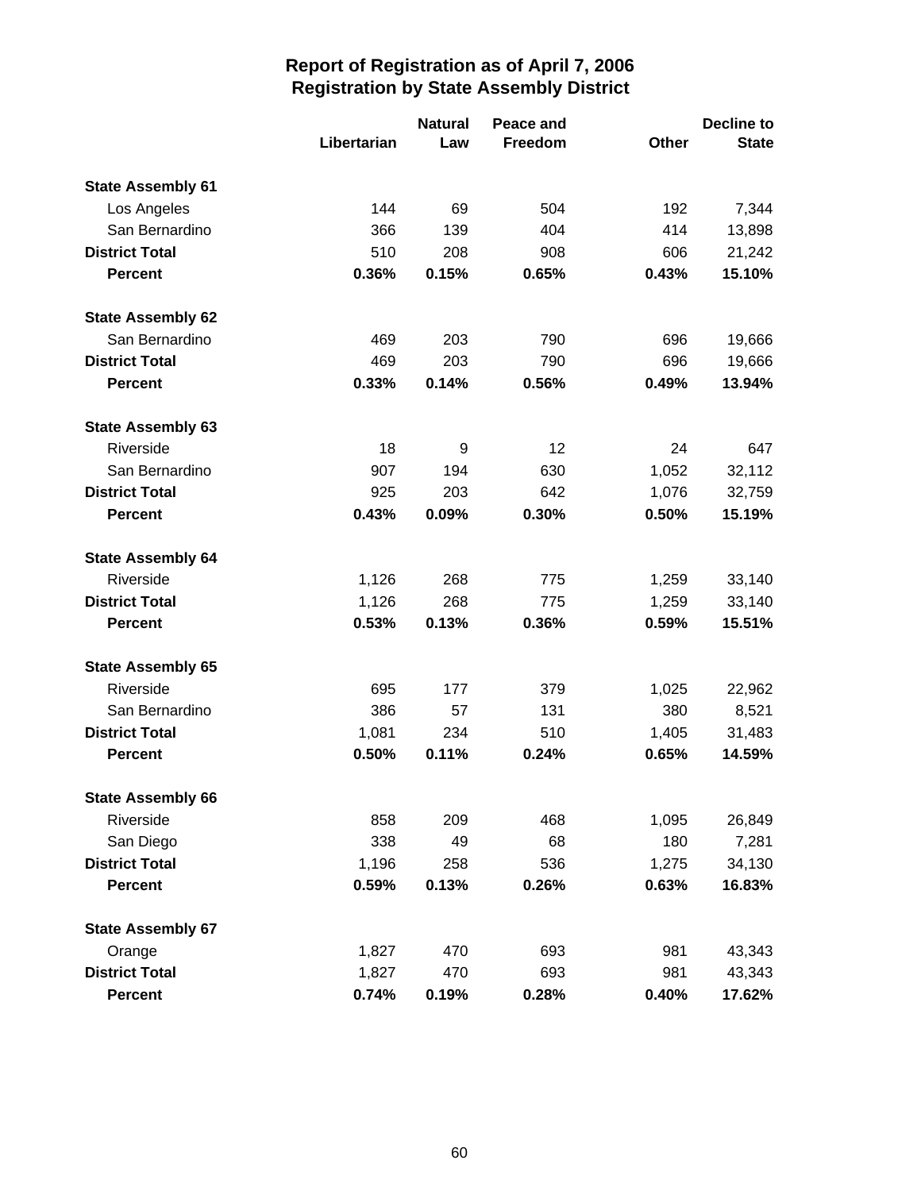# Report of Registration as of April 7, 2006
## Registration by State Assembly District

| | Libertarian | Natural Law | Peace and Freedom | Other | Decline to State |
|---|---|---|---|---|---|
| **State Assembly 61** | | | | | |
| Los Angeles | 144 | 69 | 504 | 192 | 7,344 |
| San Bernardino | 366 | 139 | 404 | 414 | 13,898 |
| **District Total** | 510 | 208 | 908 | 606 | 21,242 |
| **Percent** | **0.36%** | **0.15%** | **0.65%** | **0.43%** | **15.10%** |
| **State Assembly 62** | | | | | |
| San Bernardino | 469 | 203 | 790 | 696 | 19,666 |
| **District Total** | 469 | 203 | 790 | 696 | 19,666 |
| **Percent** | **0.33%** | **0.14%** | **0.56%** | **0.49%** | **13.94%** |
| **State Assembly 63** | | | | | |
| Riverside | 18 | 9 | 12 | 24 | 647 |
| San Bernardino | 907 | 194 | 630 | 1,052 | 32,112 |
| **District Total** | 925 | 203 | 642 | 1,076 | 32,759 |
| **Percent** | **0.43%** | **0.09%** | **0.30%** | **0.50%** | **15.19%** |
| **State Assembly 64** | | | | | |
| Riverside | 1,126 | 268 | 775 | 1,259 | 33,140 |
| **District Total** | 1,126 | 268 | 775 | 1,259 | 33,140 |
| **Percent** | **0.53%** | **0.13%** | **0.36%** | **0.59%** | **15.51%** |
| **State Assembly 65** | | | | | |
| Riverside | 695 | 177 | 379 | 1,025 | 22,962 |
| San Bernardino | 386 | 57 | 131 | 380 | 8,521 |
| **District Total** | 1,081 | 234 | 510 | 1,405 | 31,483 |
| **Percent** | **0.50%** | **0.11%** | **0.24%** | **0.65%** | **14.59%** |
| **State Assembly 66** | | | | | |
| Riverside | 858 | 209 | 468 | 1,095 | 26,849 |
| San Diego | 338 | 49 | 68 | 180 | 7,281 |
| **District Total** | 1,196 | 258 | 536 | 1,275 | 34,130 |
| **Percent** | **0.59%** | **0.13%** | **0.26%** | **0.63%** | **16.83%** |
| **State Assembly 67** | | | | | |
| Orange | 1,827 | 470 | 693 | 981 | 43,343 |
| **District Total** | 1,827 | 470 | 693 | 981 | 43,343 |
| **Percent** | **0.74%** | **0.19%** | **0.28%** | **0.40%** | **17.62%** |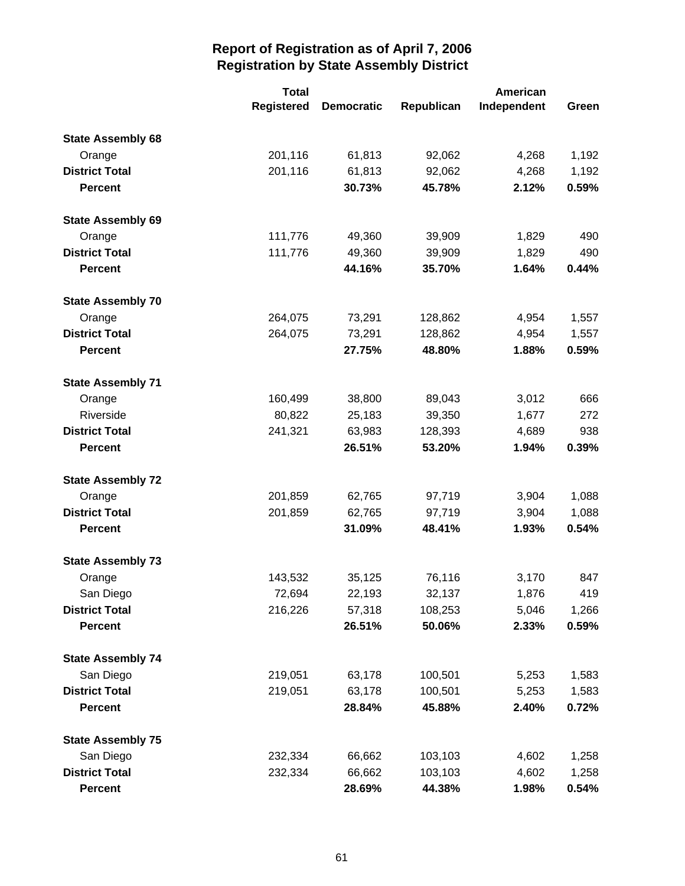# Report of Registration as of April 7, 2006
## Registration by State Assembly District

| | Total Registered | Democratic | Republican | American Independent | Green |
|---|---|---|---|---|---|
| **State Assembly 68** | | | | | |
| Orange | 201,116 | 61,813 | 92,062 | 4,268 | 1,192 |
| **District Total** | 201,116 | 61,813 | 92,062 | 4,268 | 1,192 |
| **Percent** | | **30.73%** | **45.78%** | **2.12%** | **0.59%** |
| **State Assembly 69** | | | | | |
| Orange | 111,776 | 49,360 | 39,909 | 1,829 | 490 |
| **District Total** | 111,776 | 49,360 | 39,909 | 1,829 | 490 |
| **Percent** | | **44.16%** | **35.70%** | **1.64%** | **0.44%** |
| **State Assembly 70** | | | | | |
| Orange | 264,075 | 73,291 | 128,862 | 4,954 | 1,557 |
| **District Total** | 264,075 | 73,291 | 128,862 | 4,954 | 1,557 |
| **Percent** | | **27.75%** | **48.80%** | **1.88%** | **0.59%** |
| **State Assembly 71** | | | | | |
| Orange | 160,499 | 38,800 | 89,043 | 3,012 | 666 |
| Riverside | 80,822 | 25,183 | 39,350 | 1,677 | 272 |
| **District Total** | 241,321 | 63,983 | 128,393 | 4,689 | 938 |
| **Percent** | | **26.51%** | **53.20%** | **1.94%** | **0.39%** |
| **State Assembly 72** | | | | | |
| Orange | 201,859 | 62,765 | 97,719 | 3,904 | 1,088 |
| **District Total** | 201,859 | 62,765 | 97,719 | 3,904 | 1,088 |
| **Percent** | | **31.09%** | **48.41%** | **1.93%** | **0.54%** |
| **State Assembly 73** | | | | | |
| Orange | 143,532 | 35,125 | 76,116 | 3,170 | 847 |
| San Diego | 72,694 | 22,193 | 32,137 | 1,876 | 419 |
| **District Total** | 216,226 | 57,318 | 108,253 | 5,046 | 1,266 |
| **Percent** | | **26.51%** | **50.06%** | **2.33%** | **0.59%** |
| **State Assembly 74** | | | | | |
| San Diego | 219,051 | 63,178 | 100,501 | 5,253 | 1,583 |
| **District Total** | 219,051 | 63,178 | 100,501 | 5,253 | 1,583 |
| **Percent** | | **28.84%** | **45.88%** | **2.40%** | **0.72%** |
| **State Assembly 75** | | | | | |
| San Diego | 232,334 | 66,662 | 103,103 | 4,602 | 1,258 |
| **District Total** | 232,334 | 66,662 | 103,103 | 4,602 | 1,258 |
| **Percent** | | **28.69%** | **44.38%** | **1.98%** | **0.54%** |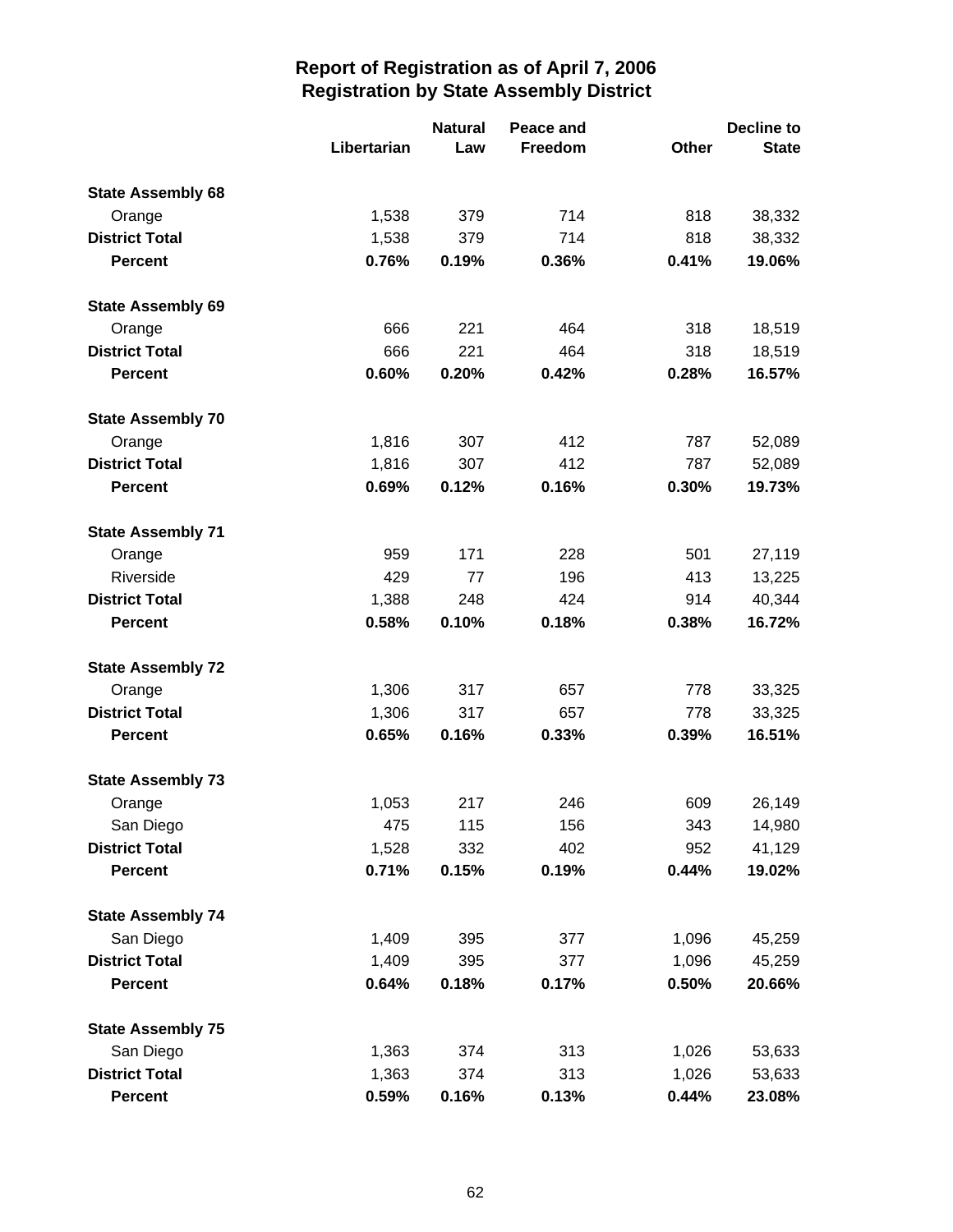# Report of Registration as of April 7, 2006
## Registration by State Assembly District

| | Libertarian | Natural Law | Peace and Freedom | Other | Decline to State |
|---|---|---|---|---|---|
| **State Assembly 68** | | | | | |
| Orange | 1,538 | 379 | 714 | 818 | 38,332 |
| **District Total** | 1,538 | 379 | 714 | 818 | 38,332 |
| **Percent** | **0.76%** | **0.19%** | **0.36%** | **0.41%** | **19.06%** |
| **State Assembly 69** | | | | | |
| Orange | 666 | 221 | 464 | 318 | 18,519 |
| **District Total** | 666 | 221 | 464 | 318 | 18,519 |
| **Percent** | **0.60%** | **0.20%** | **0.42%** | **0.28%** | **16.57%** |
| **State Assembly 70** | | | | | |
| Orange | 1,816 | 307 | 412 | 787 | 52,089 |
| **District Total** | 1,816 | 307 | 412 | 787 | 52,089 |
| **Percent** | **0.69%** | **0.12%** | **0.16%** | **0.30%** | **19.73%** |
| **State Assembly 71** | | | | | |
| Orange | 959 | 171 | 228 | 501 | 27,119 |
| Riverside | 429 | 77 | 196 | 413 | 13,225 |
| **District Total** | 1,388 | 248 | 424 | 914 | 40,344 |
| **Percent** | **0.58%** | **0.10%** | **0.18%** | **0.38%** | **16.72%** |
| **State Assembly 72** | | | | | |
| Orange | 1,306 | 317 | 657 | 778 | 33,325 |
| **District Total** | 1,306 | 317 | 657 | 778 | 33,325 |
| **Percent** | **0.65%** | **0.16%** | **0.33%** | **0.39%** | **16.51%** |
| **State Assembly 73** | | | | | |
| Orange | 1,053 | 217 | 246 | 609 | 26,149 |
| San Diego | 475 | 115 | 156 | 343 | 14,980 |
| **District Total** | 1,528 | 332 | 402 | 952 | 41,129 |
| **Percent** | **0.71%** | **0.15%** | **0.19%** | **0.44%** | **19.02%** |
| **State Assembly 74** | | | | | |
| San Diego | 1,409 | 395 | 377 | 1,096 | 45,259 |
| **District Total** | 1,409 | 395 | 377 | 1,096 | 45,259 |
| **Percent** | **0.64%** | **0.18%** | **0.17%** | **0.50%** | **20.66%** |
| **State Assembly 75** | | | | | |
| San Diego | 1,363 | 374 | 313 | 1,026 | 53,633 |
| **District Total** | 1,363 | 374 | 313 | 1,026 | 53,633 |
| **Percent** | **0.59%** | **0.16%** | **0.13%** | **0.44%** | **23.08%** |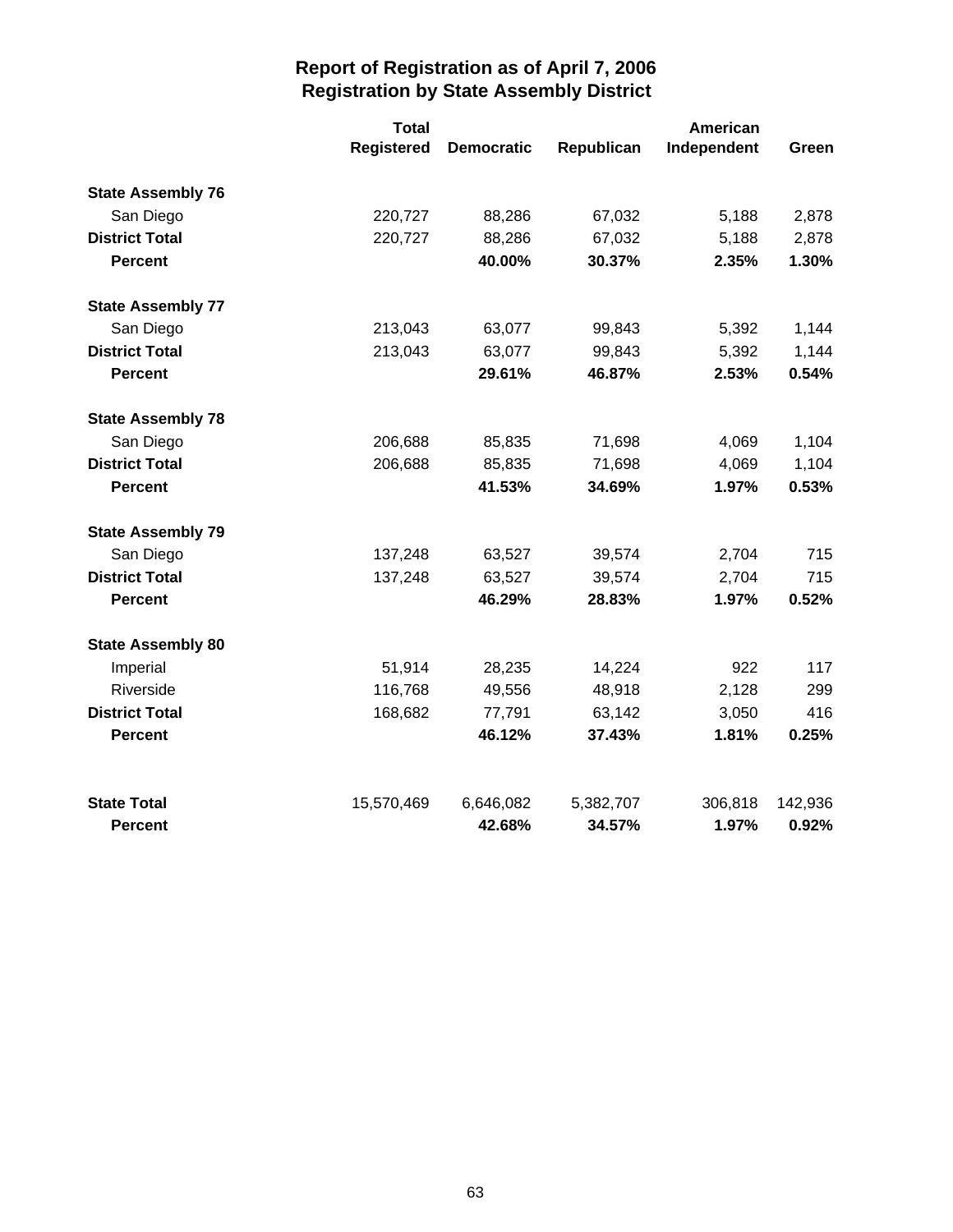# Report of Registration as of April 7, 2006
## Registration by State Assembly District

| | Total Registered | Democratic | Republican | American Independent | Green |
|---|---|---|---|---|---|
| **State Assembly 76** | | | | | |
| San Diego | 220,727 | 88,286 | 67,032 | 5,188 | 2,878 |
| **District Total** | 220,727 | 88,286 | 67,032 | 5,188 | 2,878 |
| **Percent** | | **40.00%** | **30.37%** | **2.35%** | **1.30%** |
| **State Assembly 77** | | | | | |
| San Diego | 213,043 | 63,077 | 99,843 | 5,392 | 1,144 |
| **District Total** | 213,043 | 63,077 | 99,843 | 5,392 | 1,144 |
| **Percent** | | **29.61%** | **46.87%** | **2.53%** | **0.54%** |
| **State Assembly 78** | | | | | |
| San Diego | 206,688 | 85,835 | 71,698 | 4,069 | 1,104 |
| **District Total** | 206,688 | 85,835 | 71,698 | 4,069 | 1,104 |
| **Percent** | | **41.53%** | **34.69%** | **1.97%** | **0.53%** |
| **State Assembly 79** | | | | | |
| San Diego | 137,248 | 63,527 | 39,574 | 2,704 | 715 |
| **District Total** | 137,248 | 63,527 | 39,574 | 2,704 | 715 |
| **Percent** | | **46.29%** | **28.83%** | **1.97%** | **0.52%** |
| **State Assembly 80** | | | | | |
| Imperial | 51,914 | 28,235 | 14,224 | 922 | 117 |
| Riverside | 116,768 | 49,556 | 48,918 | 2,128 | 299 |
| **District Total** | 168,682 | 77,791 | 63,142 | 3,050 | 416 |
| **Percent** | | **46.12%** | **37.43%** | **1.81%** | **0.25%** |
| **State Total** | 15,570,469 | 6,646,082 | 5,382,707 | 306,818 | 142,936 |
| **Percent** | | **42.68%** | **34.57%** | **1.97%** | **0.92%** |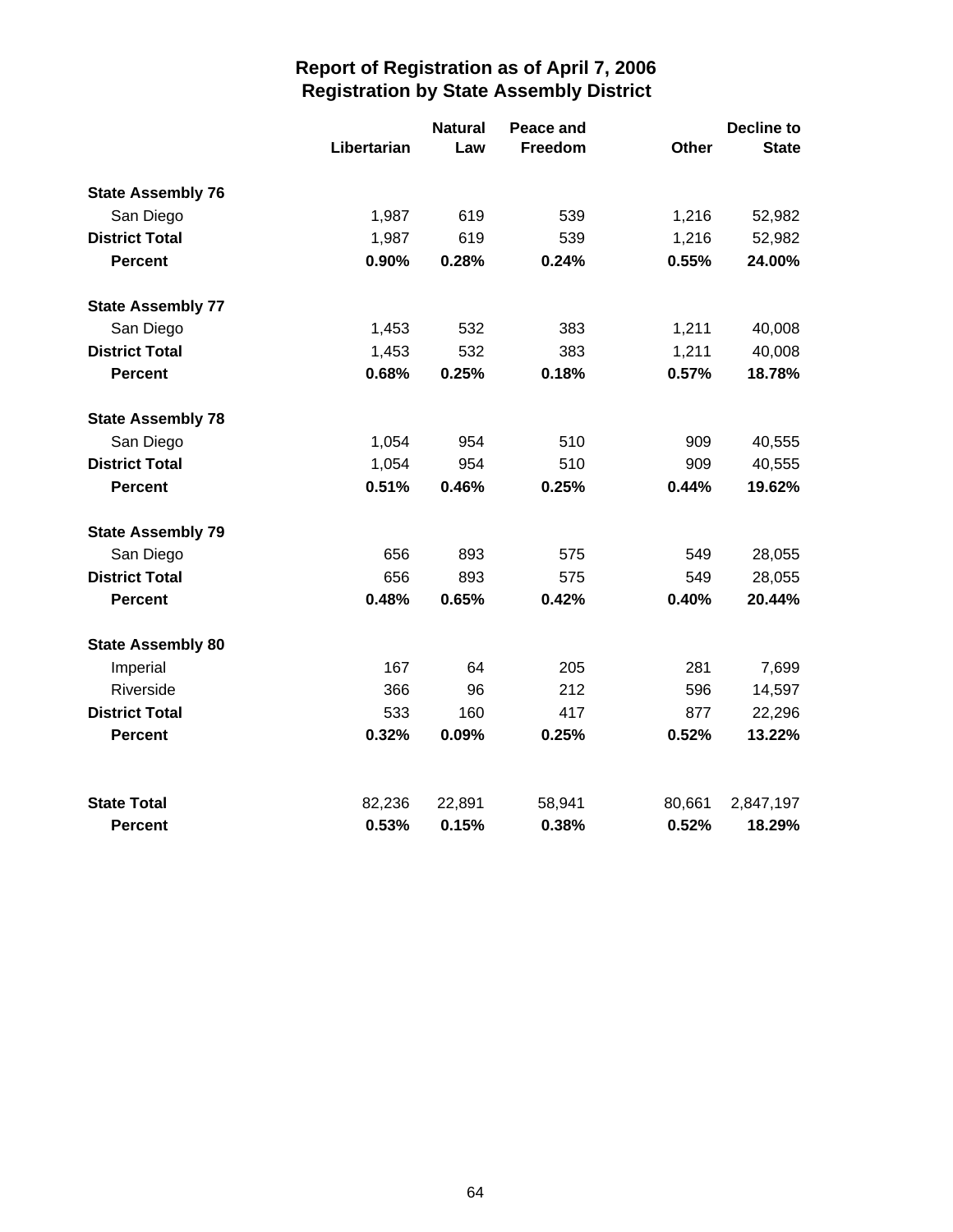## Report of Registration as of April 7, 2006
## Registration by State Assembly District

| | Libertarian | Natural Law | Peace and Freedom | Other | Decline to State |
|---|---|---|---|---|---|
| **State Assembly 76** | | | | | |
| San Diego | 1,987 | 619 | 539 | 1,216 | 52,982 |
| **District Total** | 1,987 | 619 | 539 | 1,216 | 52,982 |
| **Percent** | **0.90%** | **0.28%** | **0.24%** | **0.55%** | **24.00%** |
| **State Assembly 77** | | | | | |
| San Diego | 1,453 | 532 | 383 | 1,211 | 40,008 |
| **District Total** | 1,453 | 532 | 383 | 1,211 | 40,008 |
| **Percent** | **0.68%** | **0.25%** | **0.18%** | **0.57%** | **18.78%** |
| **State Assembly 78** | | | | | |
| San Diego | 1,054 | 954 | 510 | 909 | 40,555 |
| **District Total** | 1,054 | 954 | 510 | 909 | 40,555 |
| **Percent** | **0.51%** | **0.46%** | **0.25%** | **0.44%** | **19.62%** |
| **State Assembly 79** | | | | | |
| San Diego | 656 | 893 | 575 | 549 | 28,055 |
| **District Total** | 656 | 893 | 575 | 549 | 28,055 |
| **Percent** | **0.48%** | **0.65%** | **0.42%** | **0.40%** | **20.44%** |
| **State Assembly 80** | | | | | |
| Imperial | 167 | 64 | 205 | 281 | 7,699 |
| Riverside | 366 | 96 | 212 | 596 | 14,597 |
| **District Total** | 533 | 160 | 417 | 877 | 22,296 |
| **Percent** | **0.32%** | **0.09%** | **0.25%** | **0.52%** | **13.22%** |
| **State Total** | 82,236 | 22,891 | 58,941 | 80,661 | 2,847,197 |
| **Percent** | **0.53%** | **0.15%** | **0.38%** | **0.52%** | **18.29%** |